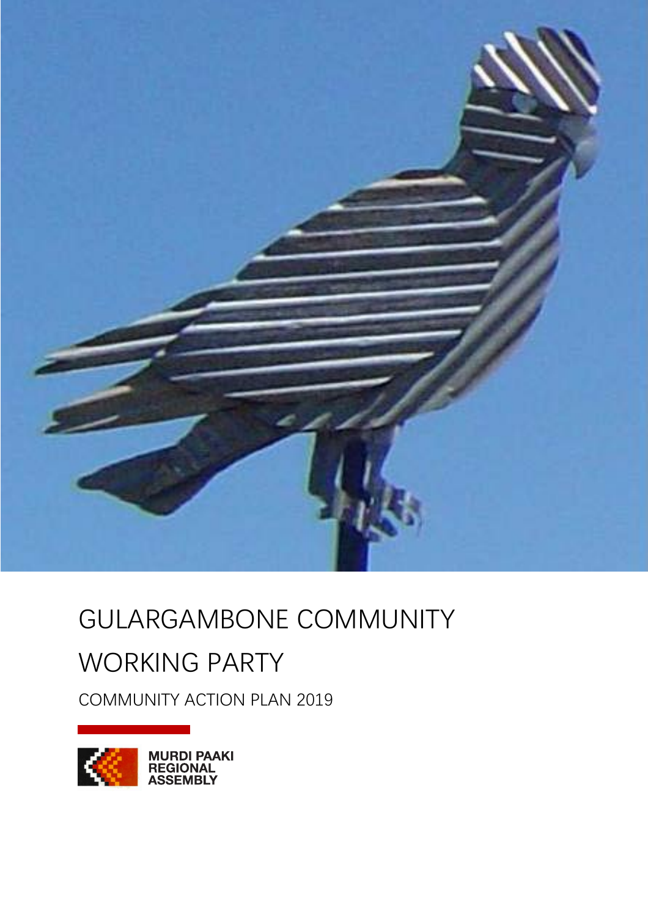# GULARGAMBONE COMMUNITY WORKING PARTY

COMMUNITY ACTION PLAN 2019

MURDI PAAKI
REGIONAL
ASSEMBLY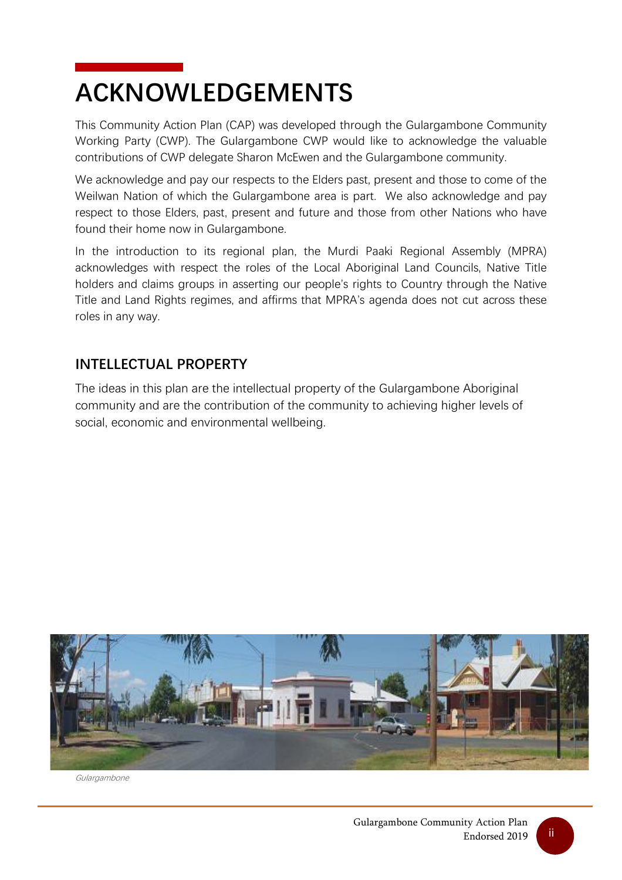# ACKNOWLEDGEMENTS

This Community Action Plan (CAP) was developed through the Gulargambone Community Working Party (CWP). The Gulargambone CWP would like to acknowledge the valuable contributions of CWP delegate Sharon McEwen and the Gulargambone community.

We acknowledge and pay our respects to the Elders past, present and those to come of the Weilwan Nation of which the Gulargambone area is part. We also acknowledge and pay respect to those Elders, past, present and future and those from other Nations who have found their home now in Gulargambone.

In the introduction to its regional plan, the Murdi Paaki Regional Assembly (MPRA) acknowledges with respect the roles of the Local Aboriginal Land Councils, Native Title holders and claims groups in asserting our people's rights to Country through the Native Title and Land Rights regimes, and affirms that MPRA's agenda does not cut across these roles in any way.

## INTELLECTUAL PROPERTY

The ideas in this plan are the intellectual property of the Gulargambone Aboriginal community and are the contribution of the community to achieving higher levels of social, economic and environmental wellbeing.

*Gulargambone*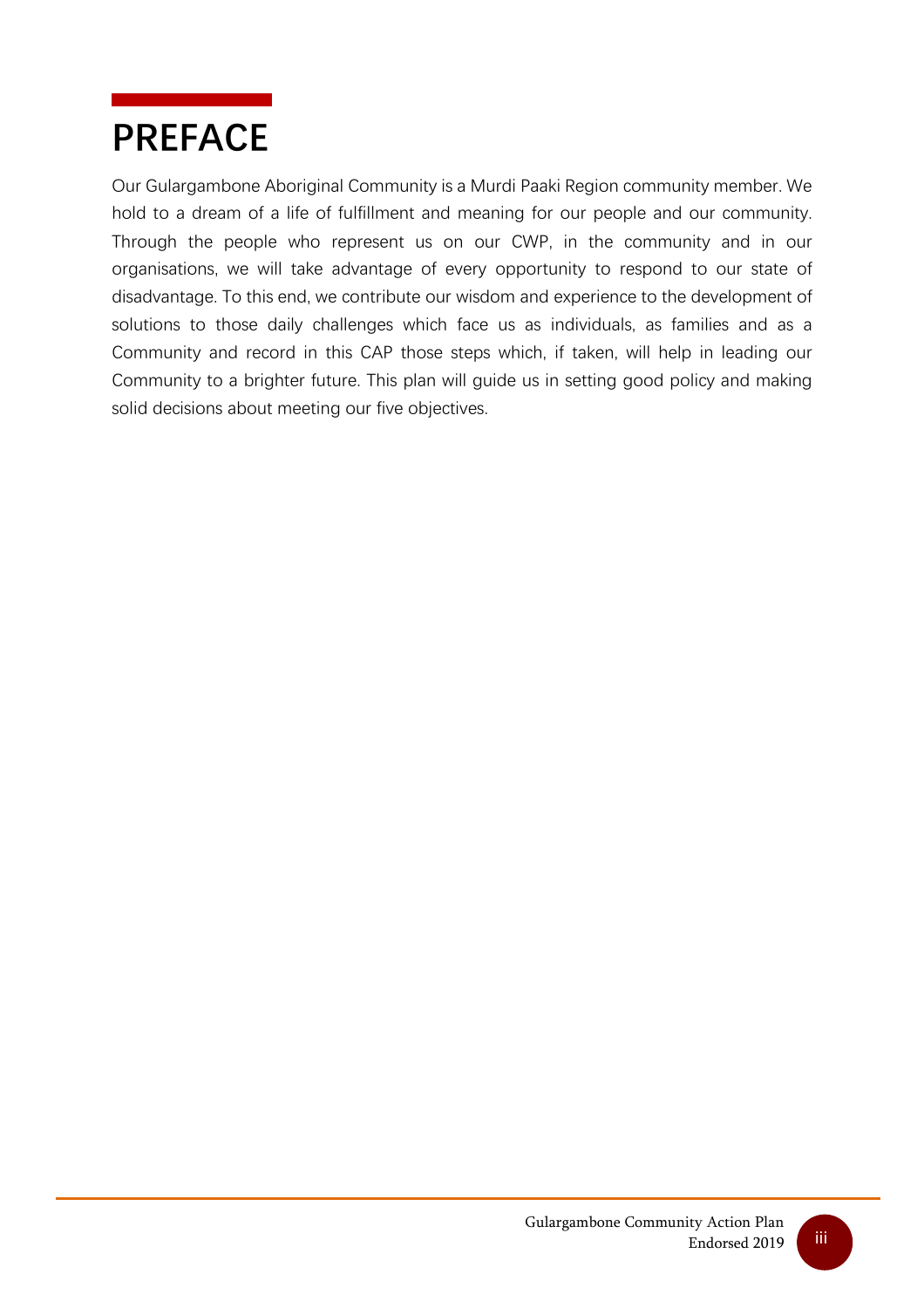# PREFACE

Our Gulargambone Aboriginal Community is a Murdi Paaki Region community member. We hold to a dream of a life of fulfillment and meaning for our people and our community. Through the people who represent us on our CWP, in the community and in our organisations, we will take advantage of every opportunity to respond to our state of disadvantage. To this end, we contribute our wisdom and experience to the development of solutions to those daily challenges which face us as individuals, as families and as a Community and record in this CAP those steps which, if taken, will help in leading our Community to a brighter future. This plan will guide us in setting good policy and making solid decisions about meeting our five objectives.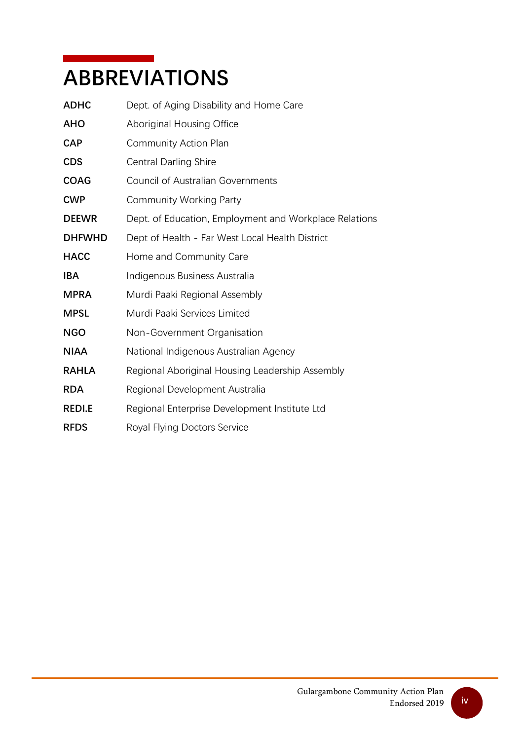# ABBREVIATIONS

| | |
|---|---|
| **ADHC** | Dept. of Aging Disability and Home Care |
| **AHO** | Aboriginal Housing Office |
| **CAP** | Community Action Plan |
| **CDS** | Central Darling Shire |
| **COAG** | Council of Australian Governments |
| **CWP** | Community Working Party |
| **DEEWR** | Dept. of Education, Employment and Workplace Relations |
| **DHFWHD** | Dept of Health - Far West Local Health District |
| **HACC** | Home and Community Care |
| **IBA** | Indigenous Business Australia |
| **MPRA** | Murdi Paaki Regional Assembly |
| **MPSL** | Murdi Paaki Services Limited |
| **NGO** | Non-Government Organisation |
| **NIAA** | National Indigenous Australian Agency |
| **RAHLA** | Regional Aboriginal Housing Leadership Assembly |
| **RDA** | Regional Development Australia |
| **REDI.E** | Regional Enterprise Development Institute Ltd |
| **RFDS** | Royal Flying Doctors Service |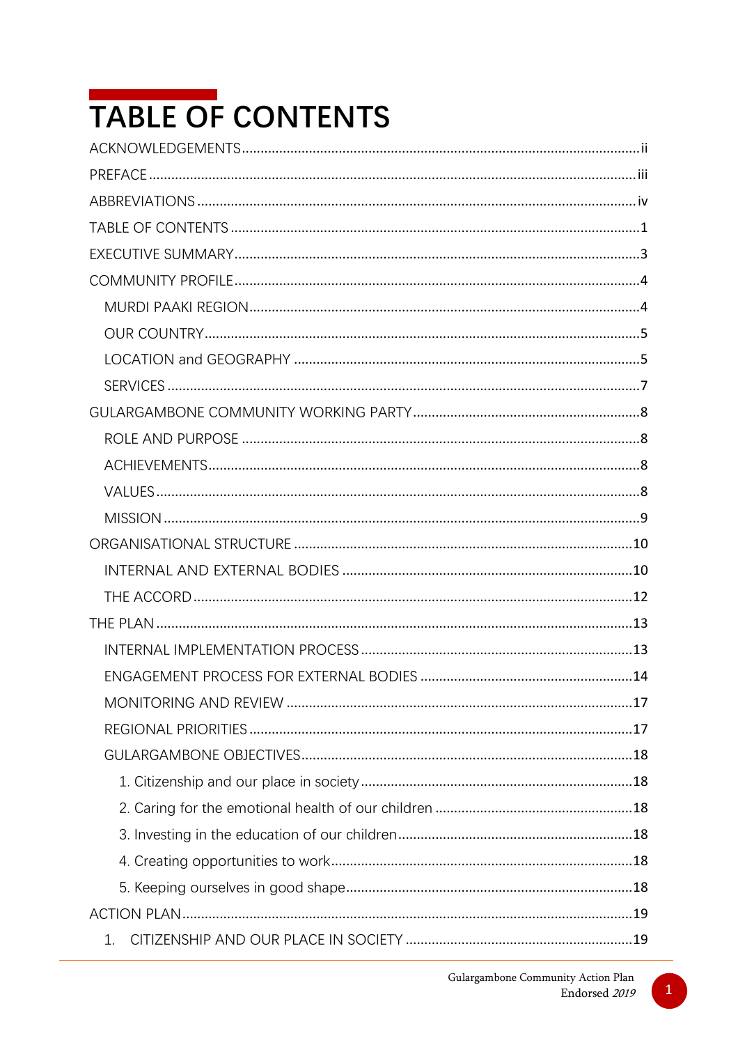# TABLE OF CONTENTS

ACKNOWLEDGEMENTS ........................................................................................................ ii

PREFACE ............................................................................................................................ iii

ABBREVIATIONS ................................................................................................................. iv

TABLE OF CONTENTS ........................................................................................................... 1

EXECUTIVE SUMMARY .......................................................................................................... 3

COMMUNITY PROFILE ........................................................................................................... 4

- MURDI PAAKI REGION ...................................................................................................... 4
- OUR COUNTRY .................................................................................................................. 5
- LOCATION and GEOGRAPHY ............................................................................................ 5
- SERVICES ............................................................................................................................ 7

GULARGAMBONE COMMUNITY WORKING PARTY ............................................................ 8

- ROLE AND PURPOSE ......................................................................................................... 8
- ACHIEVEMENTS .................................................................................................................. 8
- VALUES ............................................................................................................................... 8
- MISSION .............................................................................................................................. 9

ORGANISATIONAL STRUCTURE .......................................................................................... 10

- INTERNAL AND EXTERNAL BODIES ............................................................................... 10
- THE ACCORD ..................................................................................................................... 12

THE PLAN .............................................................................................................................. 13

- INTERNAL IMPLEMENTATION PROCESS ....................................................................... 13
- ENGAGEMENT PROCESS FOR EXTERNAL BODIES ....................................................... 14
- MONITORING AND REVIEW ............................................................................................ 17
- REGIONAL PRIORITIES ..................................................................................................... 17
- GULARGAMBONE OBJECTIVES ....................................................................................... 18
  - 1. Citizenship and our place in society ........................................................................ 18
  - 2. Caring for the emotional health of our children ..................................................... 18
  - 3. Investing in the education of our children .............................................................. 18
  - 4. Creating opportunities to work ................................................................................ 18
  - 5. Keeping ourselves in good shape ............................................................................ 18

ACTION PLAN ....................................................................................................................... 19

- 1. CITIZENSHIP AND OUR PLACE IN SOCIETY ............................................................... 19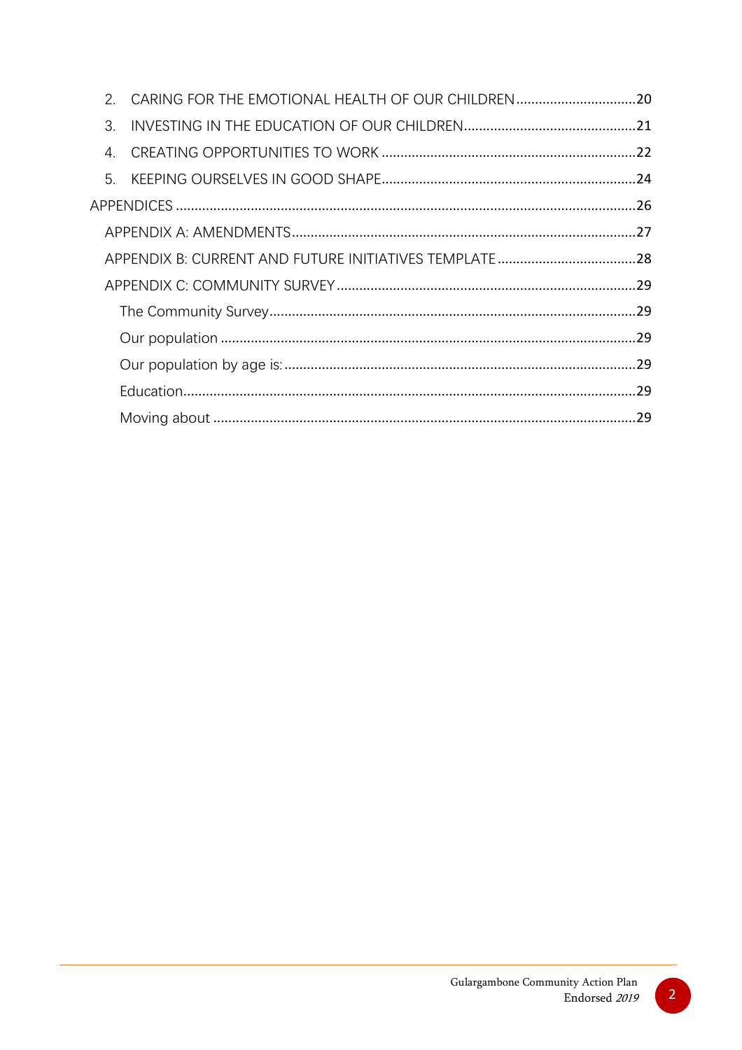2. CARING FOR THE EMOTIONAL HEALTH OF OUR CHILDREN ................................20
3. INVESTING IN THE EDUCATION OF OUR CHILDREN ..............................................21
4. CREATING OPPORTUNITIES TO WORK ....................................................................22
5. KEEPING OURSELVES IN GOOD SHAPE....................................................................24

APPENDICES ..........................................................................................................................26

- APPENDIX A: AMENDMENTS..........................................................................................27
- APPENDIX B: CURRENT AND FUTURE INITIATIVES TEMPLATE .....................................28
- APPENDIX C: COMMUNITY SURVEY ................................................................................29
  - The Community Survey..................................................................................................29
  - Our population ...............................................................................................................29
  - Our population by age is: ..............................................................................................29
  - Education.........................................................................................................................29
  - Moving about ..................................................................................................................29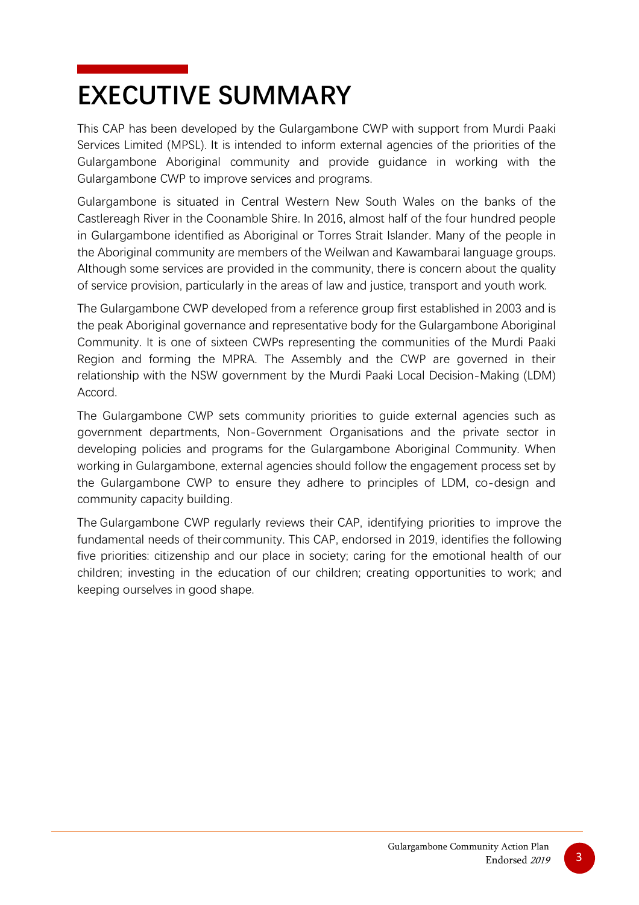# EXECUTIVE SUMMARY

This CAP has been developed by the Gulargambone CWP with support from Murdi Paaki Services Limited (MPSL). It is intended to inform external agencies of the priorities of the Gulargambone Aboriginal community and provide guidance in working with the Gulargambone CWP to improve services and programs.

Gulargambone is situated in Central Western New South Wales on the banks of the Castlereagh River in the Coonamble Shire. In 2016, almost half of the four hundred people in Gulargambone identified as Aboriginal or Torres Strait Islander. Many of the people in the Aboriginal community are members of the Weilwan and Kawambarai language groups. Although some services are provided in the community, there is concern about the quality of service provision, particularly in the areas of law and justice, transport and youth work.

The Gulargambone CWP developed from a reference group first established in 2003 and is the peak Aboriginal governance and representative body for the Gulargambone Aboriginal Community. It is one of sixteen CWPs representing the communities of the Murdi Paaki Region and forming the MPRA. The Assembly and the CWP are governed in their relationship with the NSW government by the Murdi Paaki Local Decision-Making (LDM) Accord.

The Gulargambone CWP sets community priorities to guide external agencies such as government departments, Non-Government Organisations and the private sector in developing policies and programs for the Gulargambone Aboriginal Community. When working in Gulargambone, external agencies should follow the engagement process set by the Gulargambone CWP to ensure they adhere to principles of LDM, co-design and community capacity building.

The Gulargambone CWP regularly reviews their CAP, identifying priorities to improve the fundamental needs of their community. This CAP, endorsed in 2019, identifies the following five priorities: citizenship and our place in society; caring for the emotional health of our children; investing in the education of our children; creating opportunities to work; and keeping ourselves in good shape.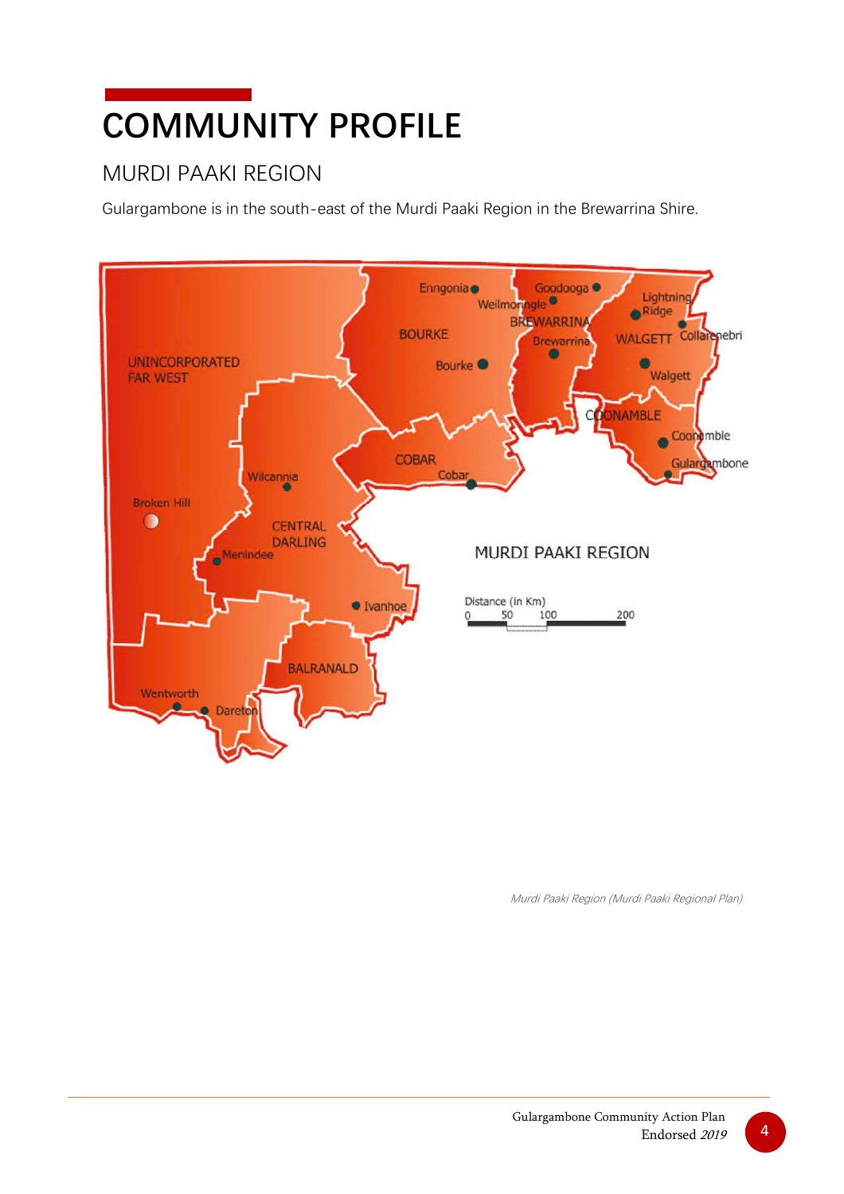# COMMUNITY PROFILE

## MURDI PAAKI REGION

Gulargambone is in the south-east of the Murdi Paaki Region in the Brewarrina Shire.

*Murdi Paaki Region (Murdi Paaki Regional Plan)*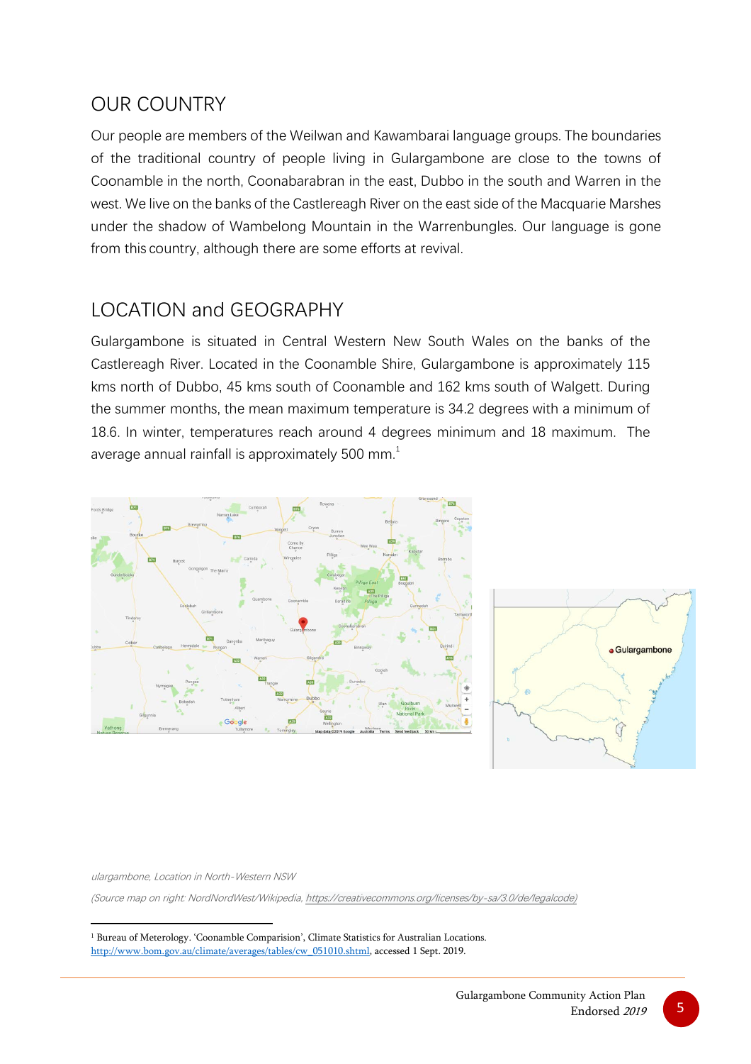## OUR COUNTRY

Our people are members of the Weilwan and Kawambarai language groups. The boundaries of the traditional country of people living in Gulargambone are close to the towns of Coonamble in the north, Coonabarabran in the east, Dubbo in the south and Warren in the west. We live on the banks of the Castlereagh River on the east side of the Macquarie Marshes under the shadow of Wambelong Mountain in the Warrenbungles. Our language is gone from this country, although there are some efforts at revival.

## LOCATION and GEOGRAPHY

Gulargambone is situated in Central Western New South Wales on the banks of the Castlereagh River. Located in the Coonamble Shire, Gulargambone is approximately 115 kms north of Dubbo, 45 kms south of Coonamble and 162 kms south of Walgett. During the summer months, the mean maximum temperature is 34.2 degrees with a minimum of 18.6. In winter, temperatures reach around 4 degrees minimum and 18 maximum. The average annual rainfall is approximately 500 mm.[1]

*ulargambone, Location in North-Western NSW*

*(Source map on right: NordNordWest/Wikipedia, https://creativecommons.org/licenses/by-sa/3.0/de/legalcode)*

---

[1] Bureau of Meterology. 'Coonamble Comparision', Climate Statistics for Australian Locations. http://www.bom.gov.au/climate/averages/tables/cw_051010.shtml, accessed 1 Sept. 2019.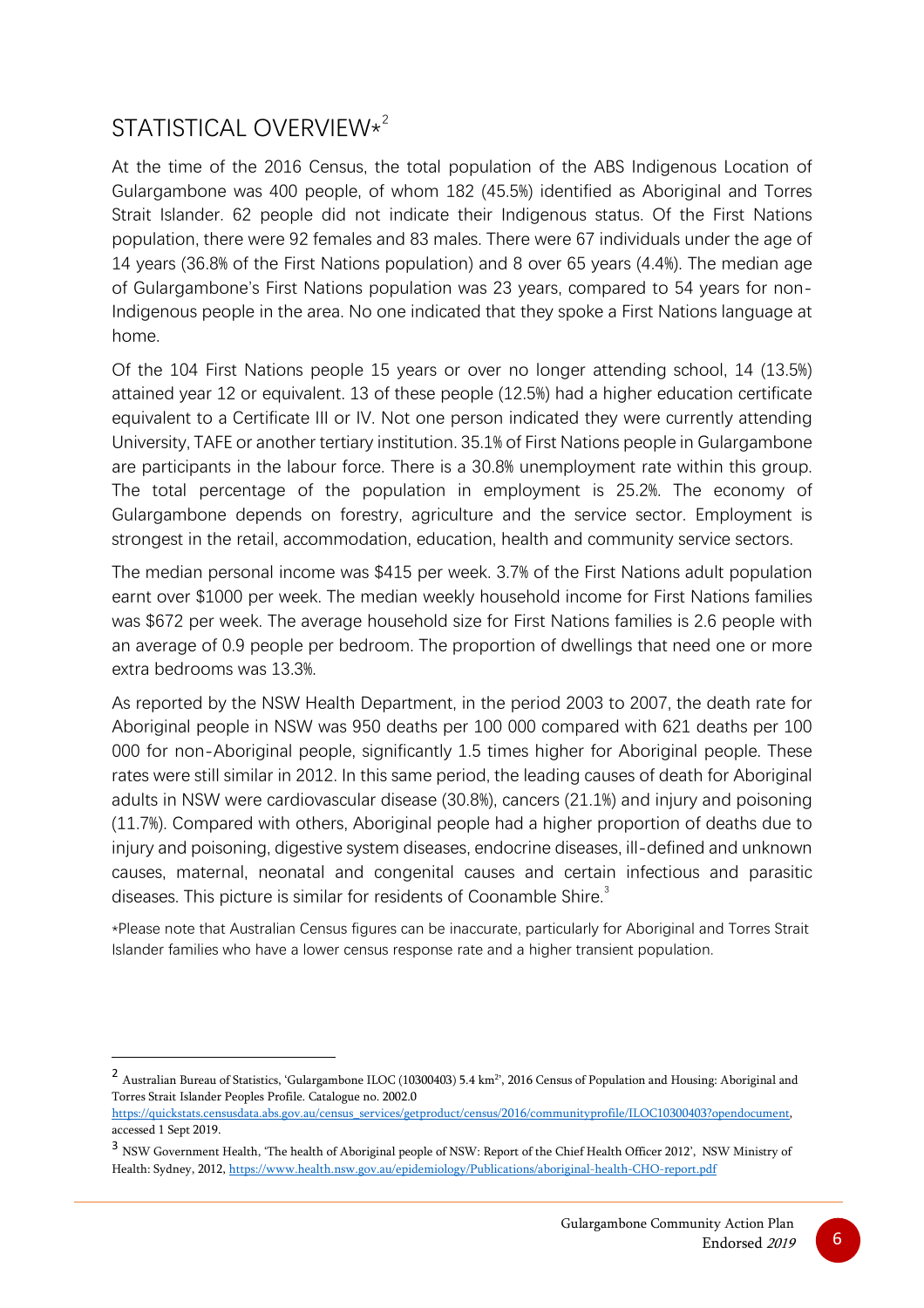## STATISTICAL OVERVIEW*[2]

At the time of the 2016 Census, the total population of the ABS Indigenous Location of Gulargambone was 400 people, of whom 182 (45.5%) identified as Aboriginal and Torres Strait Islander. 62 people did not indicate their Indigenous status. Of the First Nations population, there were 92 females and 83 males. There were 67 individuals under the age of 14 years (36.8% of the First Nations population) and 8 over 65 years (4.4%). The median age of Gulargambone's First Nations population was 23 years, compared to 54 years for non-Indigenous people in the area. No one indicated that they spoke a First Nations language at home.

Of the 104 First Nations people 15 years or over no longer attending school, 14 (13.5%) attained year 12 or equivalent. 13 of these people (12.5%) had a higher education certificate equivalent to a Certificate III or IV. Not one person indicated they were currently attending University, TAFE or another tertiary institution. 35.1% of First Nations people in Gulargambone are participants in the labour force. There is a 30.8% unemployment rate within this group. The total percentage of the population in employment is 25.2%. The economy of Gulargambone depends on forestry, agriculture and the service sector. Employment is strongest in the retail, accommodation, education, health and community service sectors.

The median personal income was $415 per week. 3.7% of the First Nations adult population earnt over $1000 per week. The median weekly household income for First Nations families was $672 per week. The average household size for First Nations families is 2.6 people with an average of 0.9 people per bedroom. The proportion of dwellings that need one or more extra bedrooms was 13.3%.

As reported by the NSW Health Department, in the period 2003 to 2007, the death rate for Aboriginal people in NSW was 950 deaths per 100 000 compared with 621 deaths per 100 000 for non-Aboriginal people, significantly 1.5 times higher for Aboriginal people. These rates were still similar in 2012. In this same period, the leading causes of death for Aboriginal adults in NSW were cardiovascular disease (30.8%), cancers (21.1%) and injury and poisoning (11.7%). Compared with others, Aboriginal people had a higher proportion of deaths due to injury and poisoning, digestive system diseases, endocrine diseases, ill-defined and unknown causes, maternal, neonatal and congenital causes and certain infectious and parasitic diseases. This picture is similar for residents of Coonamble Shire.[3]

*Please note that Australian Census figures can be inaccurate, particularly for Aboriginal and Torres Strait Islander families who have a lower census response rate and a higher transient population.

---

[2] Australian Bureau of Statistics, 'Gulargambone ILOC (10300403) 5.4 km$^2$', 2016 Census of Population and Housing: Aboriginal and Torres Strait Islander Peoples Profile. Catalogue no. 2002.0 https://quickstats.censusdata.abs.gov.au/census_services/getproduct/census/2016/communityprofile/ILOC10300403?opendocument, accessed 1 Sept 2019.

[3] NSW Government Health, 'The health of Aboriginal people of NSW: Report of the Chief Health Officer 2012', NSW Ministry of Health: Sydney, 2012, https://www.health.nsw.gov.au/epidemiology/Publications/aboriginal-health-CHO-report.pdf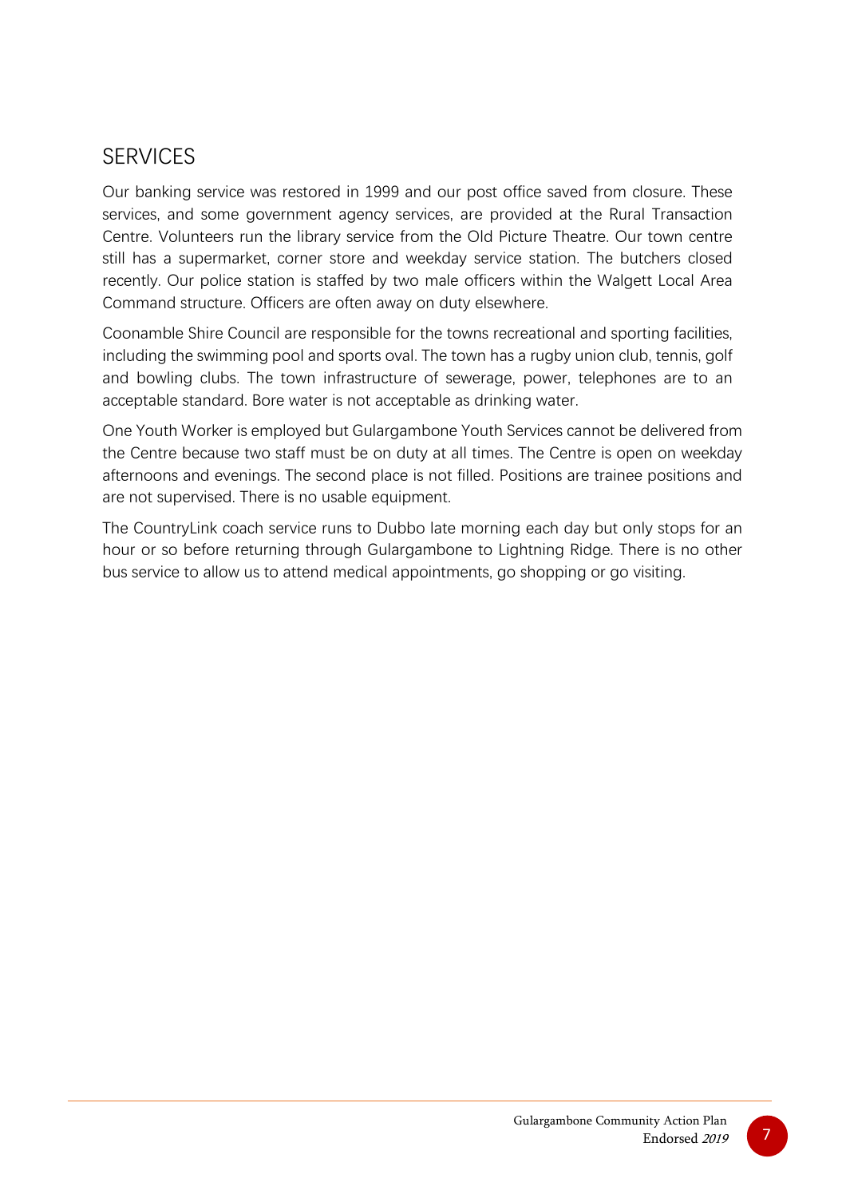## SERVICES

Our banking service was restored in 1999 and our post office saved from closure. These services, and some government agency services, are provided at the Rural Transaction Centre. Volunteers run the library service from the Old Picture Theatre. Our town centre still has a supermarket, corner store and weekday service station. The butchers closed recently. Our police station is staffed by two male officers within the Walgett Local Area Command structure. Officers are often away on duty elsewhere.

Coonamble Shire Council are responsible for the towns recreational and sporting facilities, including the swimming pool and sports oval. The town has a rugby union club, tennis, golf and bowling clubs. The town infrastructure of sewerage, power, telephones are to an acceptable standard. Bore water is not acceptable as drinking water.

One Youth Worker is employed but Gulargambone Youth Services cannot be delivered from the Centre because two staff must be on duty at all times. The Centre is open on weekday afternoons and evenings. The second place is not filled. Positions are trainee positions and are not supervised. There is no usable equipment.

The CountryLink coach service runs to Dubbo late morning each day but only stops for an hour or so before returning through Gulargambone to Lightning Ridge. There is no other bus service to allow us to attend medical appointments, go shopping or go visiting.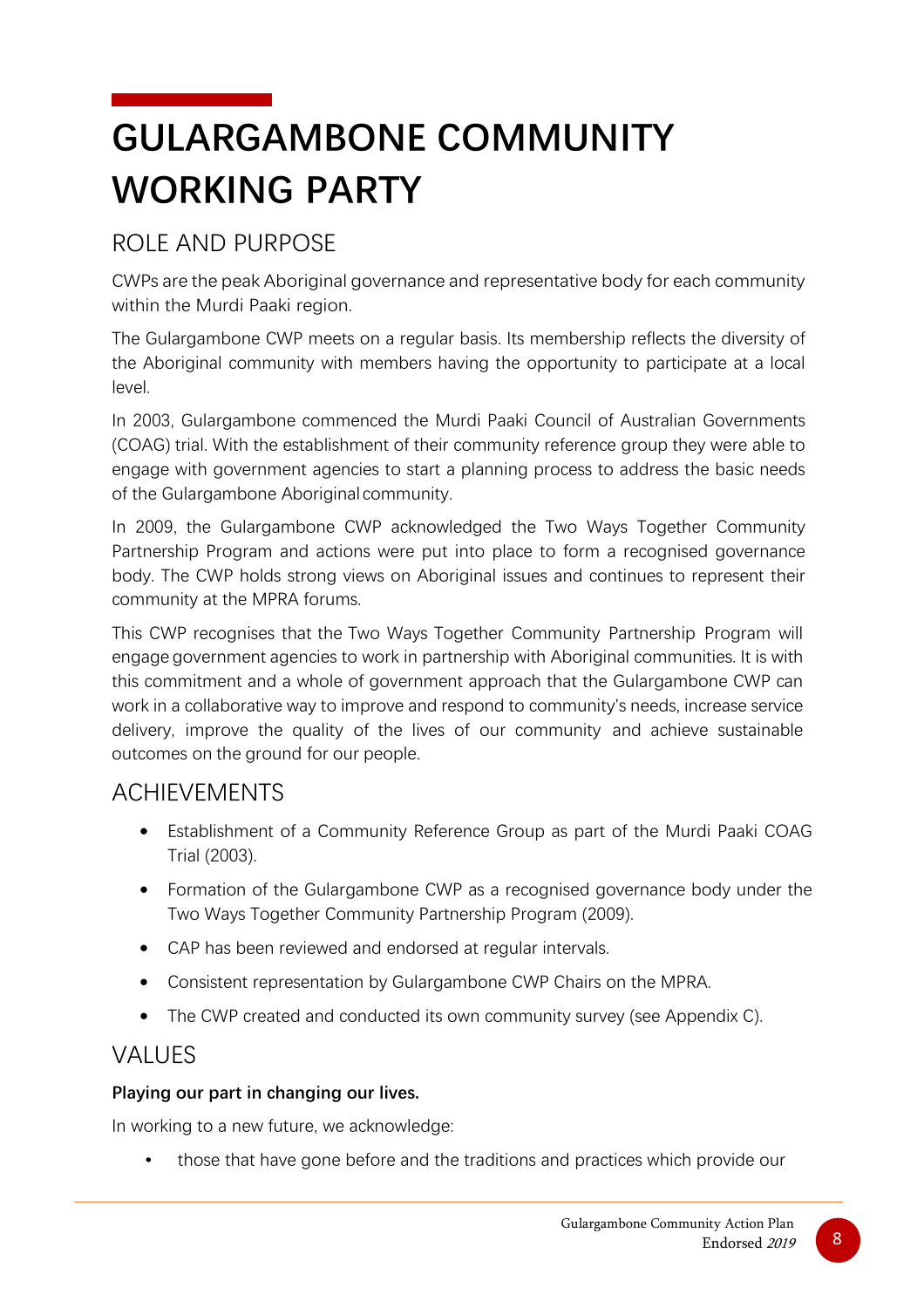# GULARGAMBONE COMMUNITY WORKING PARTY

## ROLE AND PURPOSE

CWPs are the peak Aboriginal governance and representative body for each community within the Murdi Paaki region.

The Gulargambone CWP meets on a regular basis. Its membership reflects the diversity of the Aboriginal community with members having the opportunity to participate at a local level.

In 2003, Gulargambone commenced the Murdi Paaki Council of Australian Governments (COAG) trial. With the establishment of their community reference group they were able to engage with government agencies to start a planning process to address the basic needs of the Gulargambone Aboriginal community.

In 2009, the Gulargambone CWP acknowledged the Two Ways Together Community Partnership Program and actions were put into place to form a recognised governance body. The CWP holds strong views on Aboriginal issues and continues to represent their community at the MPRA forums.

This CWP recognises that the Two Ways Together Community Partnership Program will engage government agencies to work in partnership with Aboriginal communities. It is with this commitment and a whole of government approach that the Gulargambone CWP can work in a collaborative way to improve and respond to community's needs, increase service delivery, improve the quality of the lives of our community and achieve sustainable outcomes on the ground for our people.

## ACHIEVEMENTS

- Establishment of a Community Reference Group as part of the Murdi Paaki COAG Trial (2003).
- Formation of the Gulargambone CWP as a recognised governance body under the Two Ways Together Community Partnership Program (2009).
- CAP has been reviewed and endorsed at regular intervals.
- Consistent representation by Gulargambone CWP Chairs on the MPRA.
- The CWP created and conducted its own community survey (see Appendix C).

## VALUES

**Playing our part in changing our lives.**

In working to a new future, we acknowledge:

- those that have gone before and the traditions and practices which provide our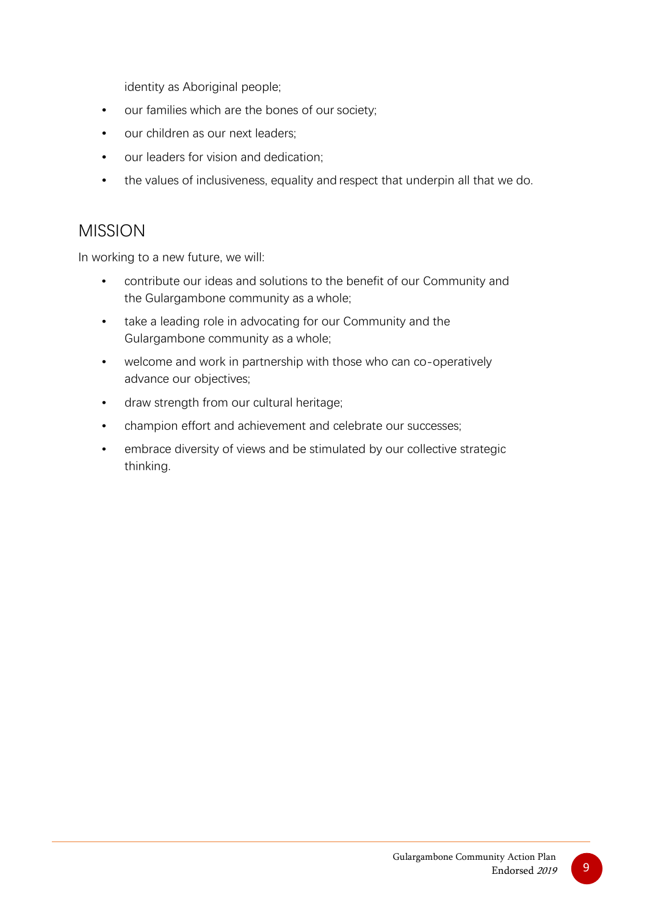identity as Aboriginal people;

- our families which are the bones of our society;
- our children as our next leaders;
- our leaders for vision and dedication;
- the values of inclusiveness, equality and respect that underpin all that we do.

## MISSION

In working to a new future, we will:

- contribute our ideas and solutions to the benefit of our Community and the Gulargambone community as a whole;
- take a leading role in advocating for our Community and the Gulargambone community as a whole;
- welcome and work in partnership with those who can co-operatively advance our objectives;
- draw strength from our cultural heritage;
- champion effort and achievement and celebrate our successes;
- embrace diversity of views and be stimulated by our collective strategic thinking.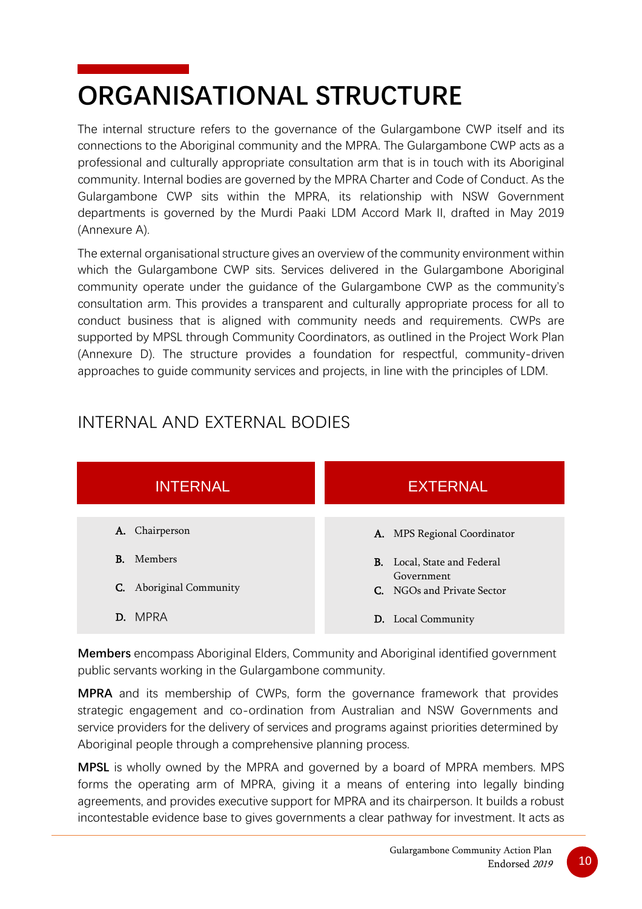# ORGANISATIONAL STRUCTURE

The internal structure refers to the governance of the Gulargambone CWP itself and its connections to the Aboriginal community and the MPRA. The Gulargambone CWP acts as a professional and culturally appropriate consultation arm that is in touch with its Aboriginal community. Internal bodies are governed by the MPRA Charter and Code of Conduct. As the Gulargambone CWP sits within the MPRA, its relationship with NSW Government departments is governed by the Murdi Paaki LDM Accord Mark II, drafted in May 2019 (Annexure A).

The external organisational structure gives an overview of the community environment within which the Gulargambone CWP sits. Services delivered in the Gulargambone Aboriginal community operate under the guidance of the Gulargambone CWP as the community's consultation arm. This provides a transparent and culturally appropriate process for all to conduct business that is aligned with community needs and requirements. CWPs are supported by MPSL through Community Coordinators, as outlined in the Project Work Plan (Annexure D). The structure provides a foundation for respectful, community-driven approaches to guide community services and projects, in line with the principles of LDM.

## INTERNAL AND EXTERNAL BODIES

| INTERNAL | EXTERNAL |
|---|---|
| **A.** Chairperson | **A.** MPS Regional Coordinator |
| **B.** Members | **B.** Local, State and Federal Government |
| **C.** Aboriginal Community | **C.** NGOs and Private Sector |
| **D.** MPRA | **D.** Local Community |

**Members** encompass Aboriginal Elders, Community and Aboriginal identified government public servants working in the Gulargambone community.

**MPRA** and its membership of CWPs, form the governance framework that provides strategic engagement and co-ordination from Australian and NSW Governments and service providers for the delivery of services and programs against priorities determined by Aboriginal people through a comprehensive planning process.

**MPSL** is wholly owned by the MPRA and governed by a board of MPRA members. MPS forms the operating arm of MPRA, giving it a means of entering into legally binding agreements, and provides executive support for MPRA and its chairperson. It builds a robust incontestable evidence base to gives governments a clear pathway for investment. It acts as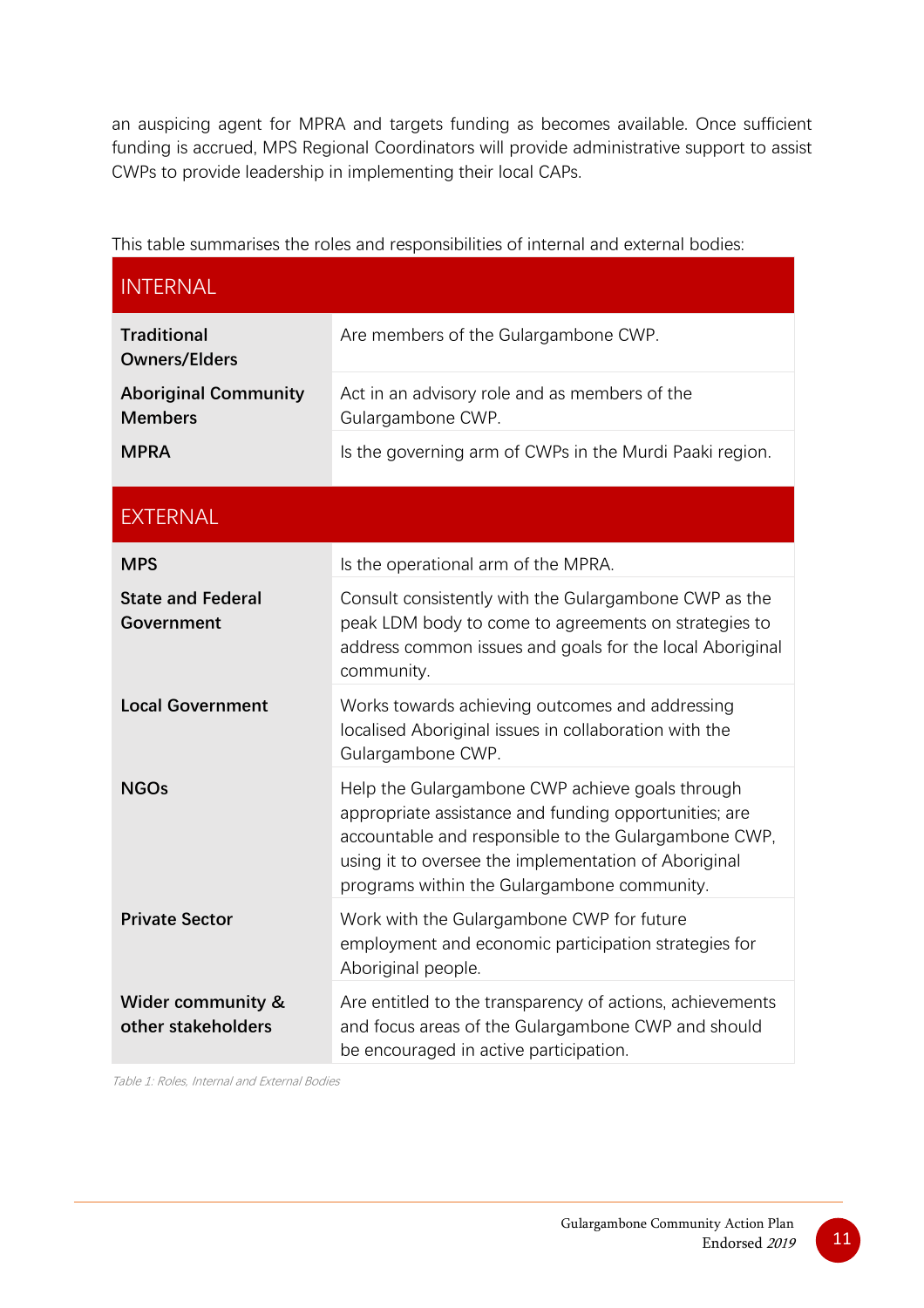an auspicing agent for MPRA and targets funding as becomes available. Once sufficient funding is accrued, MPS Regional Coordinators will provide administrative support to assist CWPs to provide leadership in implementing their local CAPs.

This table summarises the roles and responsibilities of internal and external bodies:

| INTERNAL | |
|---|---|
| **Traditional Owners/Elders** | Are members of the Gulargambone CWP. |
| **Aboriginal Community Members** | Act in an advisory role and as members of the Gulargambone CWP. |
| **MPRA** | Is the governing arm of CWPs in the Murdi Paaki region. |
| **EXTERNAL** | |
| **MPS** | Is the operational arm of the MPRA. |
| **State and Federal Government** | Consult consistently with the Gulargambone CWP as the peak LDM body to come to agreements on strategies to address common issues and goals for the local Aboriginal community. |
| **Local Government** | Works towards achieving outcomes and addressing localised Aboriginal issues in collaboration with the Gulargambone CWP. |
| **NGOs** | Help the Gulargambone CWP achieve goals through appropriate assistance and funding opportunities; are accountable and responsible to the Gulargambone CWP, using it to oversee the implementation of Aboriginal programs within the Gulargambone community. |
| **Private Sector** | Work with the Gulargambone CWP for future employment and economic participation strategies for Aboriginal people. |
| **Wider community & other stakeholders** | Are entitled to the transparency of actions, achievements and focus areas of the Gulargambone CWP and should be encouraged in active participation. |

*Table 1: Roles, Internal and External Bodies*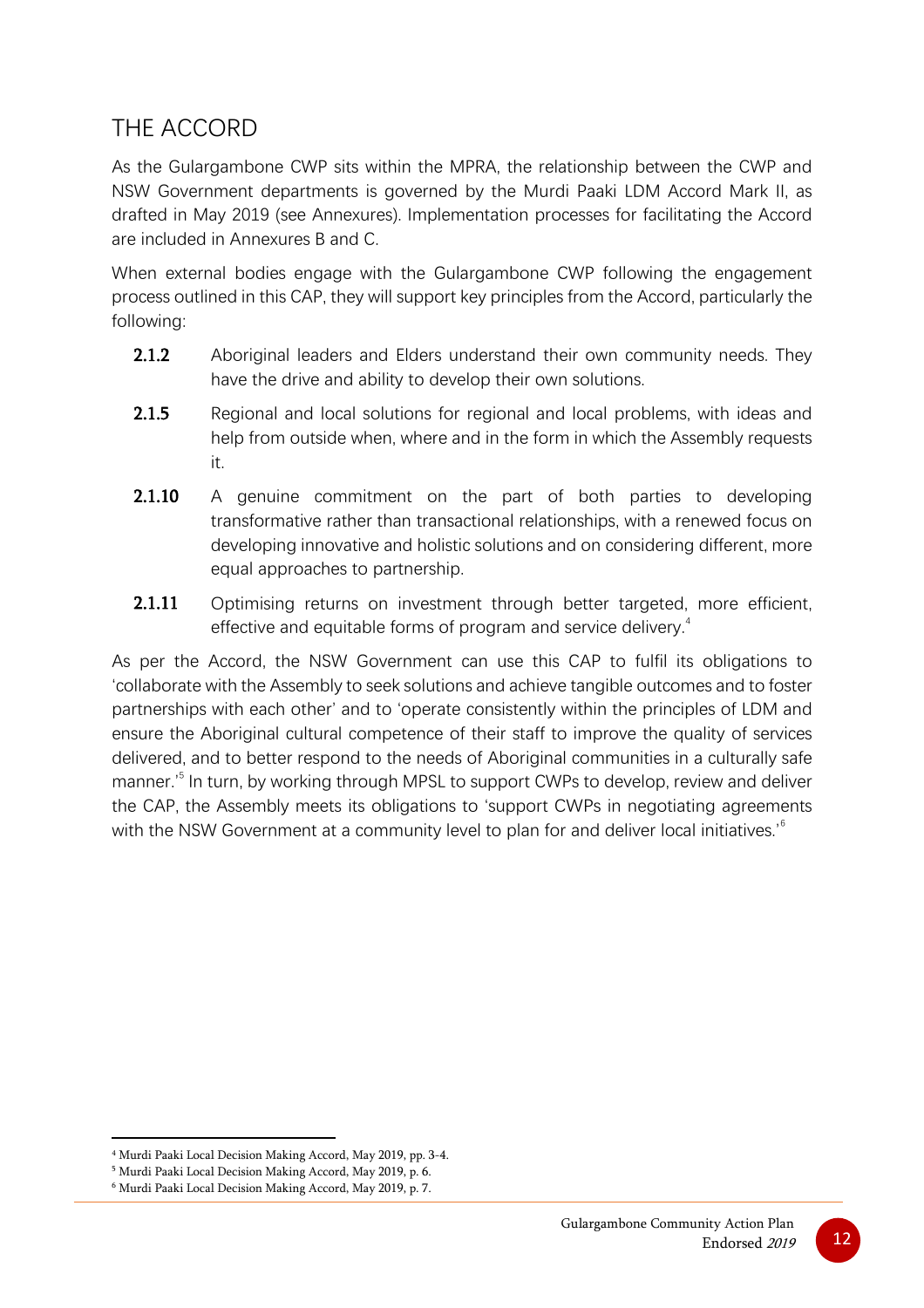## THE ACCORD

As the Gulargambone CWP sits within the MPRA, the relationship between the CWP and NSW Government departments is governed by the Murdi Paaki LDM Accord Mark II, as drafted in May 2019 (see Annexures). Implementation processes for facilitating the Accord are included in Annexures B and C.

When external bodies engage with the Gulargambone CWP following the engagement process outlined in this CAP, they will support key principles from the Accord, particularly the following:

- **2.1.2** Aboriginal leaders and Elders understand their own community needs. They have the drive and ability to develop their own solutions.
- **2.1.5** Regional and local solutions for regional and local problems, with ideas and help from outside when, where and in the form in which the Assembly requests it.
- **2.1.10** A genuine commitment on the part of both parties to developing transformative rather than transactional relationships, with a renewed focus on developing innovative and holistic solutions and on considering different, more equal approaches to partnership.
- **2.1.11** Optimising returns on investment through better targeted, more efficient, effective and equitable forms of program and service delivery.[4]

As per the Accord, the NSW Government can use this CAP to fulfil its obligations to 'collaborate with the Assembly to seek solutions and achieve tangible outcomes and to foster partnerships with each other' and to 'operate consistently within the principles of LDM and ensure the Aboriginal cultural competence of their staff to improve the quality of services delivered, and to better respond to the needs of Aboriginal communities in a culturally safe manner.'[5] In turn, by working through MPSL to support CWPs to develop, review and deliver the CAP, the Assembly meets its obligations to 'support CWPs in negotiating agreements with the NSW Government at a community level to plan for and deliver local initiatives.'[6]

---

[4] Murdi Paaki Local Decision Making Accord, May 2019, pp. 3-4.
[5] Murdi Paaki Local Decision Making Accord, May 2019, p. 6.
[6] Murdi Paaki Local Decision Making Accord, May 2019, p. 7.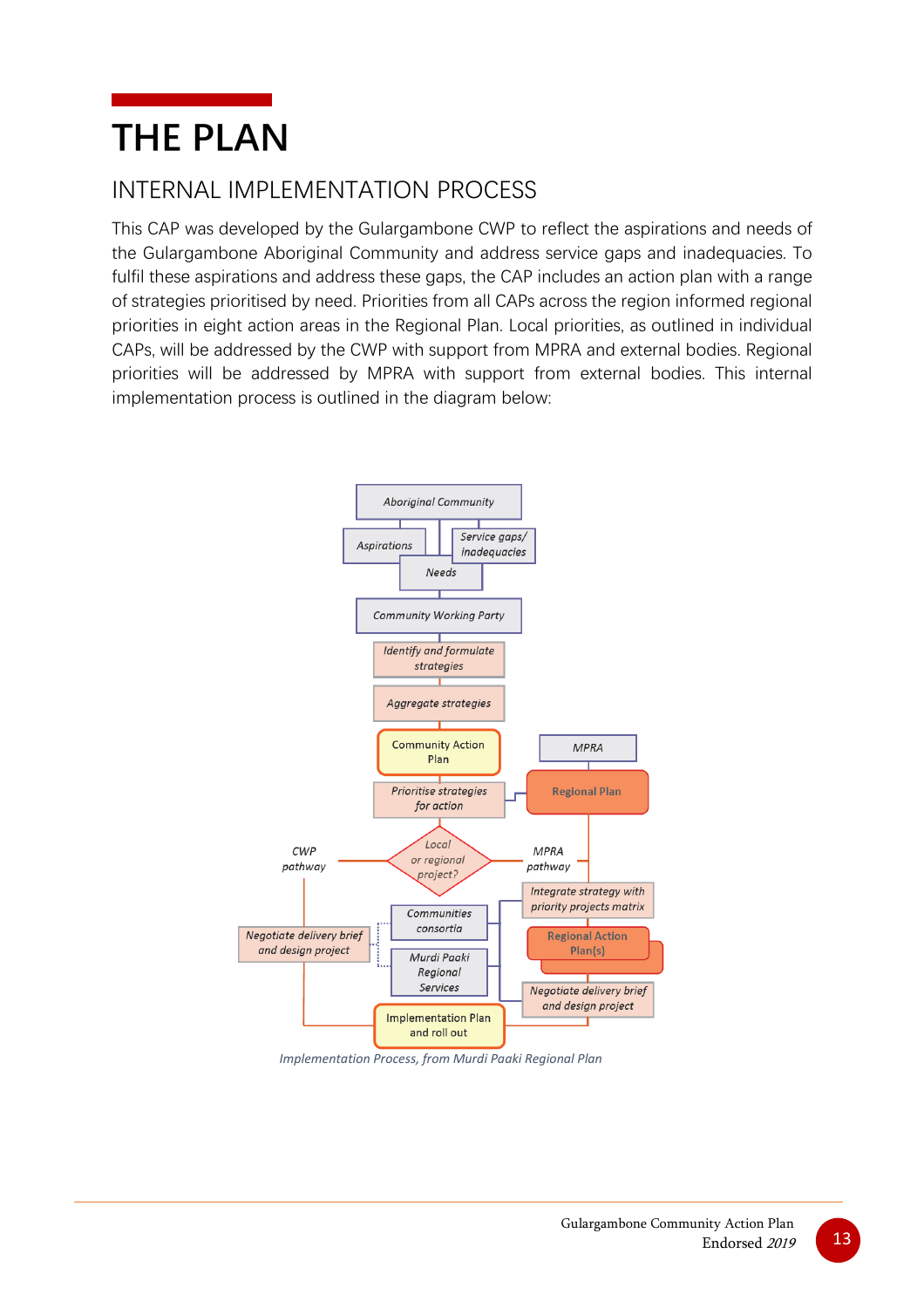# THE PLAN

## INTERNAL IMPLEMENTATION PROCESS

This CAP was developed by the Gulargambone CWP to reflect the aspirations and needs of the Gulargambone Aboriginal Community and address service gaps and inadequacies. To fulfil these aspirations and address these gaps, the CAP includes an action plan with a range of strategies prioritised by need. Priorities from all CAPs across the region informed regional priorities in eight action areas in the Regional Plan. Local priorities, as outlined in individual CAPs, will be addressed by the CWP with support from MPRA and external bodies. Regional priorities will be addressed by MPRA with support from external bodies. This internal implementation process is outlined in the diagram below:

- Aboriginal Community
  - Aspirations
  - Needs
  - Service gaps/ inadequacies
- Community Working Party
- Identify and formulate strategies
- Aggregate strategies
- Community Action Plan
- Prioritise strategies for action (linked to MPRA → Regional Plan)
- Local or regional project?
  - CWP pathway
    - Negotiate delivery brief and design project
  - MPRA pathway
    - Integrate strategy with priority projects matrix
    - Regional Action Plan(s)
    - Negotiate delivery brief and design project
  - Communities consortia
  - Murdi Paaki Regional Services
- Implementation Plan and roll out

*Implementation Process, from Murdi Paaki Regional Plan*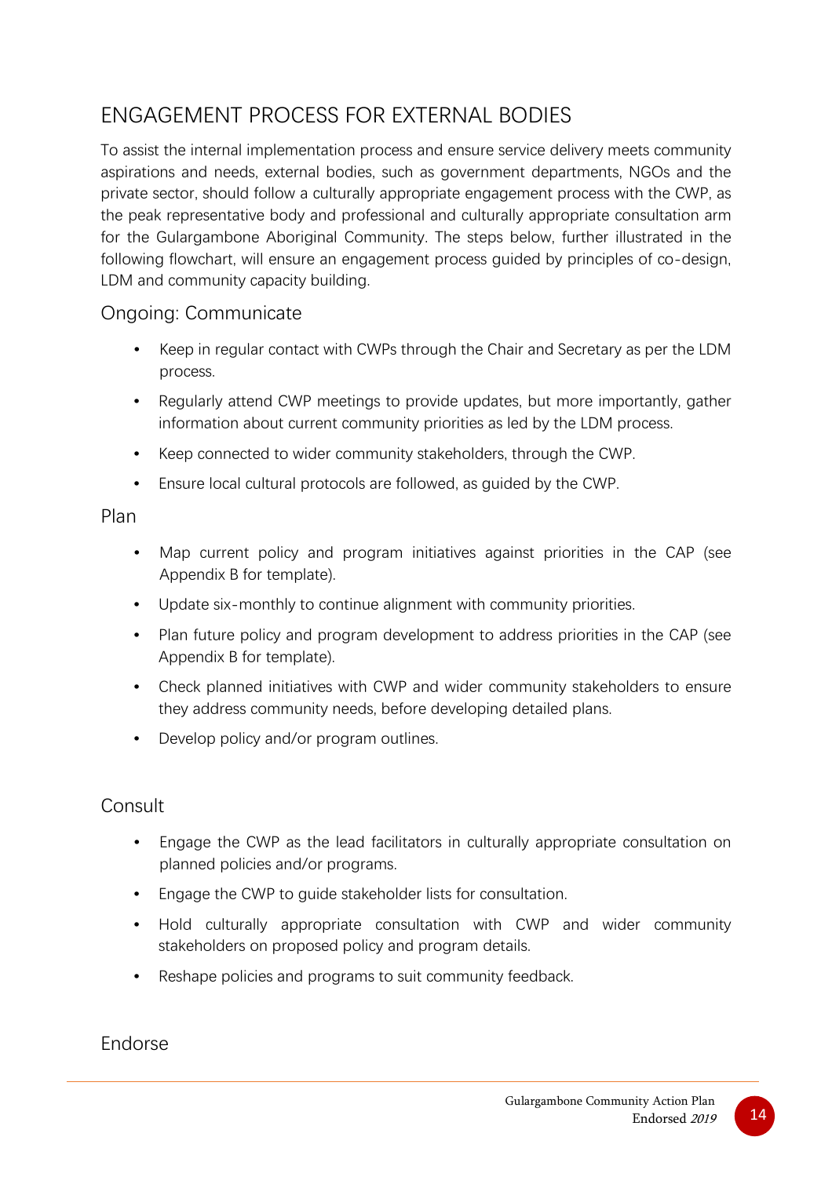## ENGAGEMENT PROCESS FOR EXTERNAL BODIES

To assist the internal implementation process and ensure service delivery meets community aspirations and needs, external bodies, such as government departments, NGOs and the private sector, should follow a culturally appropriate engagement process with the CWP, as the peak representative body and professional and culturally appropriate consultation arm for the Gulargambone Aboriginal Community. The steps below, further illustrated in the following flowchart, will ensure an engagement process guided by principles of co-design, LDM and community capacity building.

### Ongoing: Communicate

- Keep in regular contact with CWPs through the Chair and Secretary as per the LDM process.
- Regularly attend CWP meetings to provide updates, but more importantly, gather information about current community priorities as led by the LDM process.
- Keep connected to wider community stakeholders, through the CWP.
- Ensure local cultural protocols are followed, as guided by the CWP.

### Plan

- Map current policy and program initiatives against priorities in the CAP (see Appendix B for template).
- Update six-monthly to continue alignment with community priorities.
- Plan future policy and program development to address priorities in the CAP (see Appendix B for template).
- Check planned initiatives with CWP and wider community stakeholders to ensure they address community needs, before developing detailed plans.
- Develop policy and/or program outlines.

### Consult

- Engage the CWP as the lead facilitators in culturally appropriate consultation on planned policies and/or programs.
- Engage the CWP to guide stakeholder lists for consultation.
- Hold culturally appropriate consultation with CWP and wider community stakeholders on proposed policy and program details.
- Reshape policies and programs to suit community feedback.

### Endorse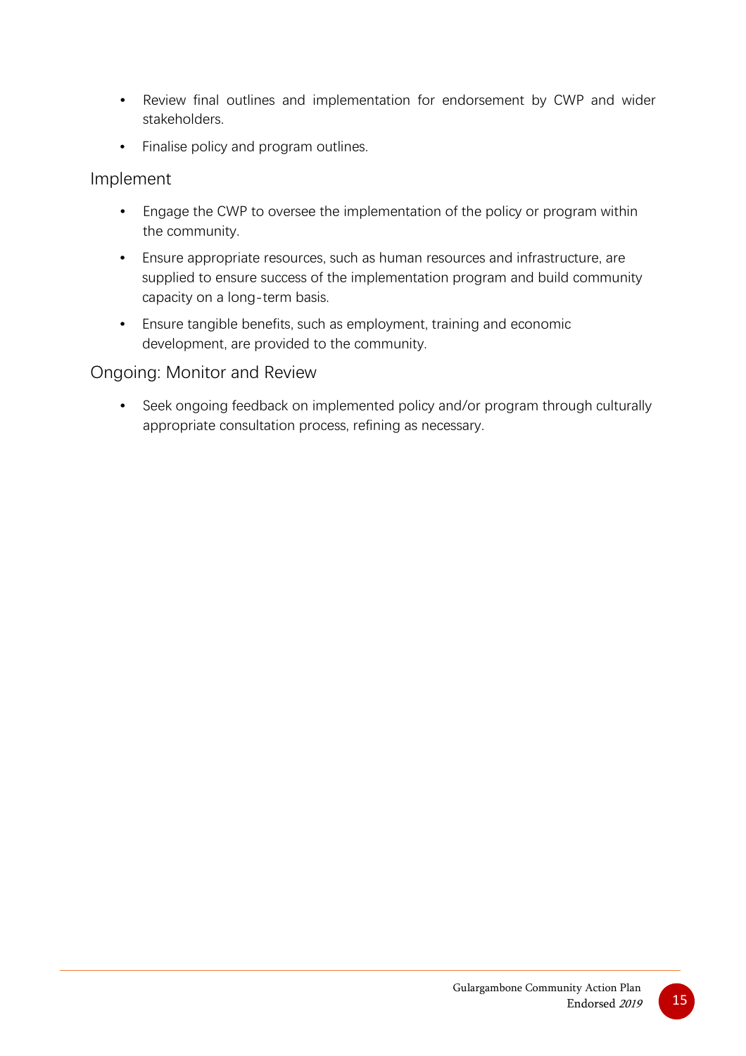- Review final outlines and implementation for endorsement by CWP and wider stakeholders.
- Finalise policy and program outlines.

## Implement

- Engage the CWP to oversee the implementation of the policy or program within the community.
- Ensure appropriate resources, such as human resources and infrastructure, are supplied to ensure success of the implementation program and build community capacity on a long-term basis.
- Ensure tangible benefits, such as employment, training and economic development, are provided to the community.

## Ongoing: Monitor and Review

- Seek ongoing feedback on implemented policy and/or program through culturally appropriate consultation process, refining as necessary.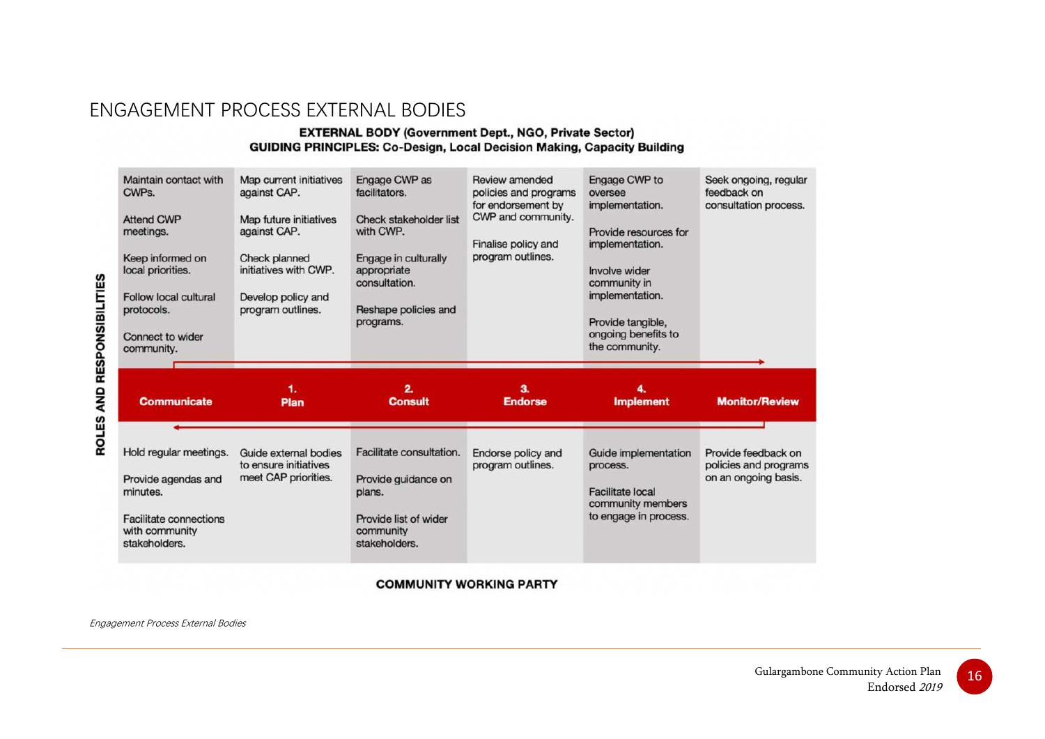# ENGAGEMENT PROCESS EXTERNAL BODIES

**EXTERNAL BODY (Government Dept., NGO, Private Sector)**
**GUIDING PRINCIPLES: Co-Design, Local Decision Making, Capacity Building**

**ROLES AND RESPONSIBILITIES**

| | Communicate | 1. Plan | 2. Consult | 3. Endorse | 4. Implement | Monitor/Review |
|---|---|---|---|---|---|---|
| **External Body** | Maintain contact with CWPs.<br><br>Attend CWP meetings.<br><br>Keep informed on local priorities.<br><br>Follow local cultural protocols.<br><br>Connect to wider community. | Map current initiatives against CAP.<br><br>Map future initiatives against CAP.<br><br>Check planned initiatives with CWP.<br><br>Develop policy and program outlines. | Engage CWP as facilitators.<br><br>Check stakeholder list with CWP.<br><br>Engage in culturally appropriate consultation.<br><br>Reshape policies and programs. | Review amended policies and programs for endorsement by CWP and community.<br><br>Finalise policy and program outlines. | Engage CWP to oversee implementation.<br><br>Provide resources for implementation.<br><br>Involve wider community in implementation.<br><br>Provide tangible, ongoing benefits to the community. | Seek ongoing, regular feedback on consultation process. |
| **Community Working Party** | Hold regular meetings.<br><br>Provide agendas and minutes.<br><br>Facilitate connections with community stakeholders. | Guide external bodies to ensure initiatives meet CAP priorities. | Facilitate consultation.<br><br>Provide guidance on plans.<br><br>Provide list of wider community stakeholders. | Endorse policy and program outlines. | Guide implementation process.<br><br>Facilitate local community members to engage in process. | Provide feedback on policies and programs on an ongoing basis. |

**COMMUNITY WORKING PARTY**

*Engagement Process External Bodies*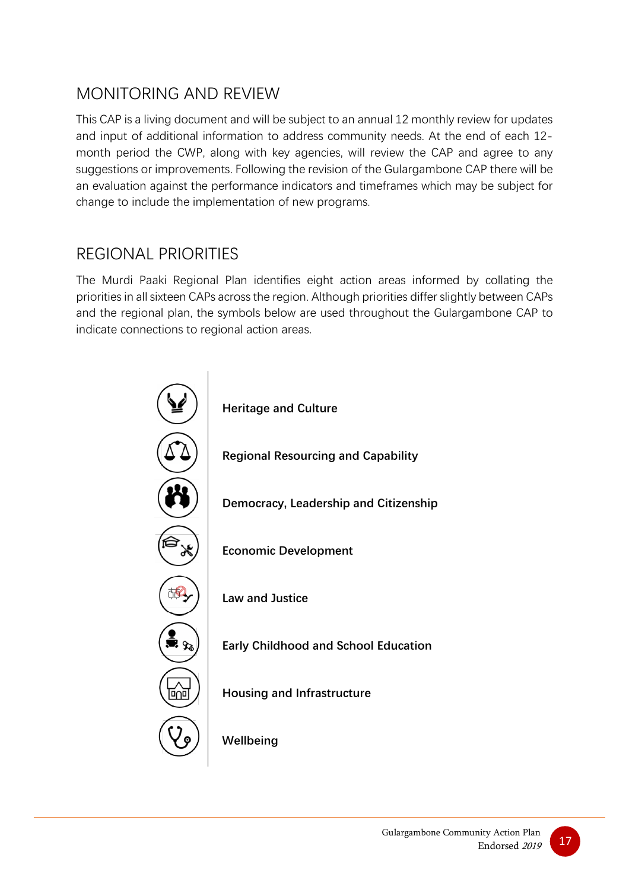## MONITORING AND REVIEW

This CAP is a living document and will be subject to an annual 12 monthly review for updates and input of additional information to address community needs. At the end of each 12-month period the CWP, along with key agencies, will review the CAP and agree to any suggestions or improvements. Following the revision of the Gulargambone CAP there will be an evaluation against the performance indicators and timeframes which may be subject for change to include the implementation of new programs.

## REGIONAL PRIORITIES

The Murdi Paaki Regional Plan identifies eight action areas informed by collating the priorities in all sixteen CAPs across the region. Although priorities differ slightly between CAPs and the regional plan, the symbols below are used throughout the Gulargambone CAP to indicate connections to regional action areas.

**Heritage and Culture**

**Regional Resourcing and Capability**

**Democracy, Leadership and Citizenship**

**Economic Development**

**Law and Justice**

**Early Childhood and School Education**

**Housing and Infrastructure**

**Wellbeing**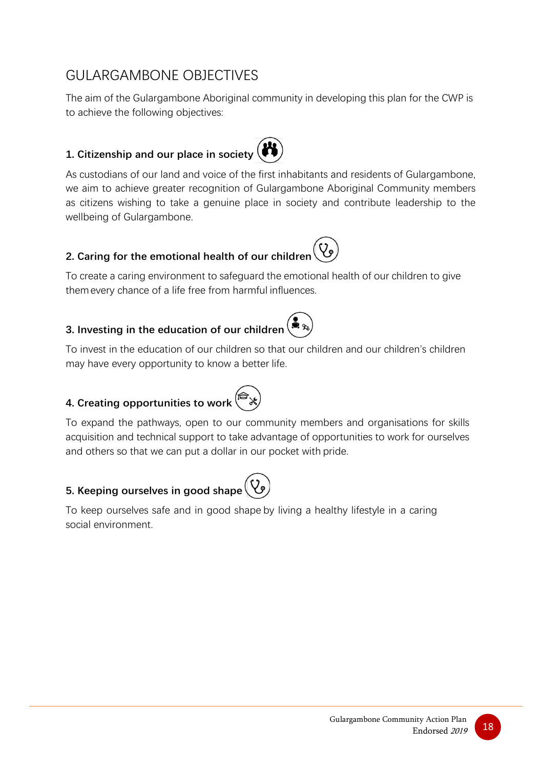# GULARGAMBONE OBJECTIVES

The aim of the Gulargambone Aboriginal community in developing this plan for the CWP is to achieve the following objectives:

### 1. Citizenship and our place in society

As custodians of our land and voice of the first inhabitants and residents of Gulargambone, we aim to achieve greater recognition of Gulargambone Aboriginal Community members as citizens wishing to take a genuine place in society and contribute leadership to the wellbeing of Gulargambone.

### 2. Caring for the emotional health of our children

To create a caring environment to safeguard the emotional health of our children to give them every chance of a life free from harmful influences.

### 3. Investing in the education of our children

To invest in the education of our children so that our children and our children's children may have every opportunity to know a better life.

### 4. Creating opportunities to work

To expand the pathways, open to our community members and organisations for skills acquisition and technical support to take advantage of opportunities to work for ourselves and others so that we can put a dollar in our pocket with pride.

### 5. Keeping ourselves in good shape

To keep ourselves safe and in good shape by living a healthy lifestyle in a caring social environment.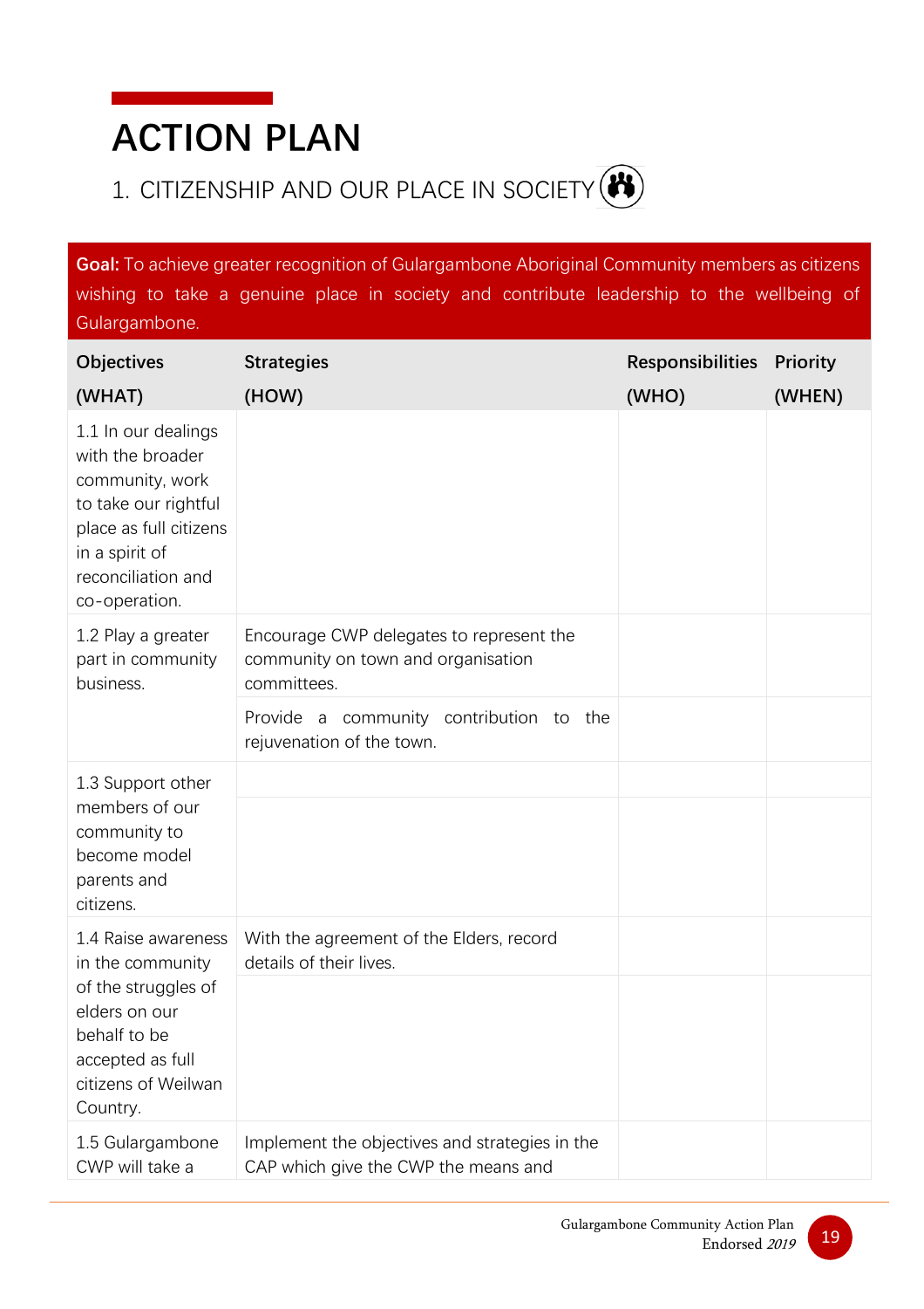# ACTION PLAN

## 1. CITIZENSHIP AND OUR PLACE IN SOCIETY

**Goal:** To achieve greater recognition of Gulargambone Aboriginal Community members as citizens wishing to take a genuine place in society and contribute leadership to the wellbeing of Gulargambone.

| Objectives (WHAT) | Strategies (HOW) | Responsibilities (WHO) | Priority (WHEN) |
|---|---|---|---|
| 1.1 In our dealings with the broader community, work to take our rightful place as full citizens in a spirit of reconciliation and co-operation. | | | |
| 1.2 Play a greater part in community business. | Encourage CWP delegates to represent the community on town and organisation committees. | | |
| | Provide a community contribution to the rejuvenation of the town. | | |
| 1.3 Support other members of our community to become model parents and citizens. | | | |
| | | | |
| 1.4 Raise awareness in the community of the struggles of elders on our behalf to be accepted as full citizens of Weilwan Country. | With the agreement of the Elders, record details of their lives. | | |
| | | | |
| 1.5 Gulargambone CWP will take a | Implement the objectives and strategies in the CAP which give the CWP the means and | | |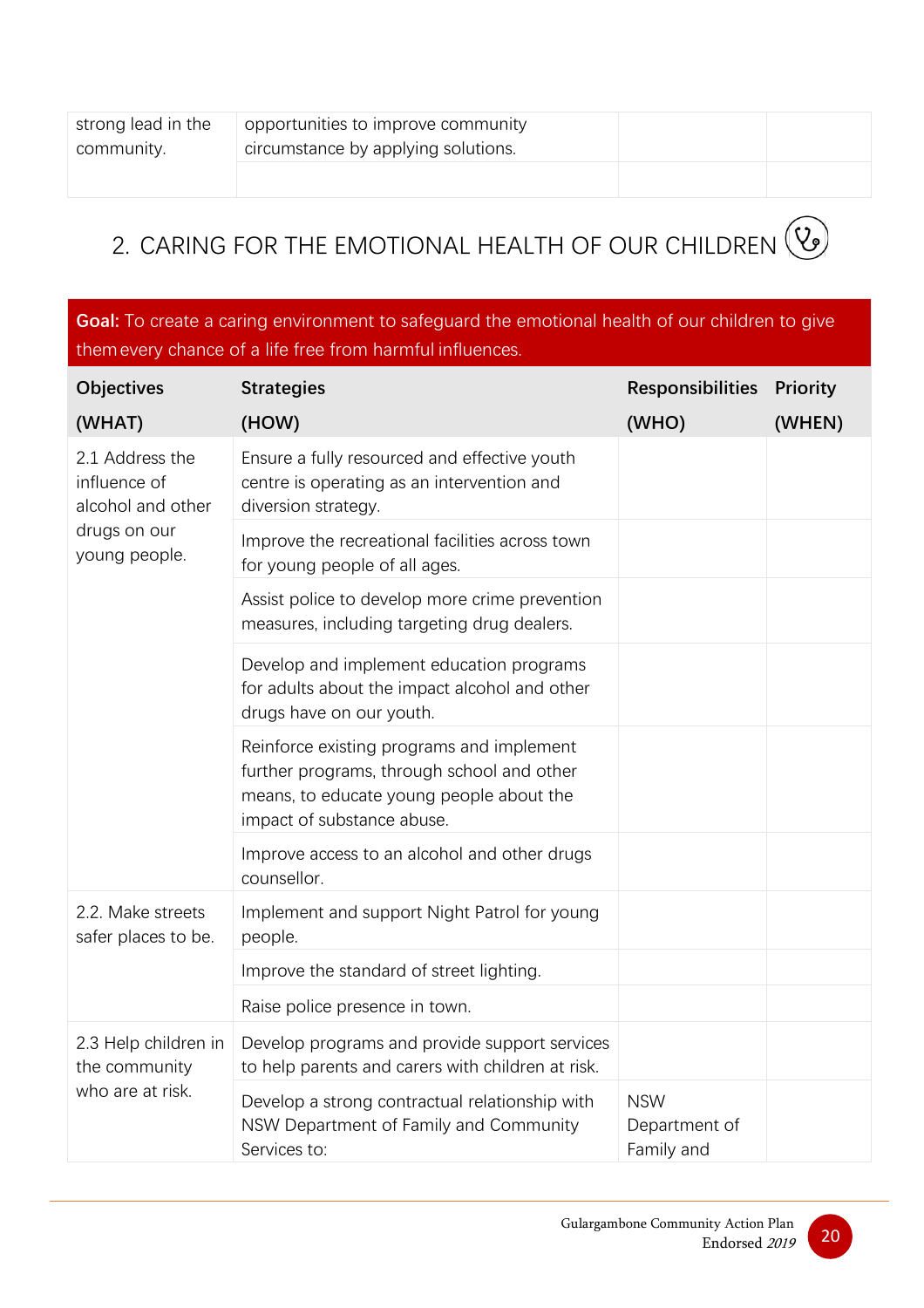| strong lead in the community. | opportunities to improve community circumstance by applying solutions. | | |
|---|---|---|---|
| | | | |

## 2. CARING FOR THE EMOTIONAL HEALTH OF OUR CHILDREN

**Goal:** To create a caring environment to safeguard the emotional health of our children to give them every chance of a life free from harmful influences.

| Objectives (WHAT) | Strategies (HOW) | Responsibilities (WHO) | Priority (WHEN) |
|---|---|---|---|
| 2.1 Address the influence of alcohol and other drugs on our young people. | Ensure a fully resourced and effective youth centre is operating as an intervention and diversion strategy. | | |
| | Improve the recreational facilities across town for young people of all ages. | | |
| | Assist police to develop more crime prevention measures, including targeting drug dealers. | | |
| | Develop and implement education programs for adults about the impact alcohol and other drugs have on our youth. | | |
| | Reinforce existing programs and implement further programs, through school and other means, to educate young people about the impact of substance abuse. | | |
| | Improve access to an alcohol and other drugs counsellor. | | |
| 2.2. Make streets safer places to be. | Implement and support Night Patrol for young people. | | |
| | Improve the standard of street lighting. | | |
| | Raise police presence in town. | | |
| 2.3 Help children in the community who are at risk. | Develop programs and provide support services to help parents and carers with children at risk. | | |
| | Develop a strong contractual relationship with NSW Department of Family and Community Services to: | NSW Department of Family and | |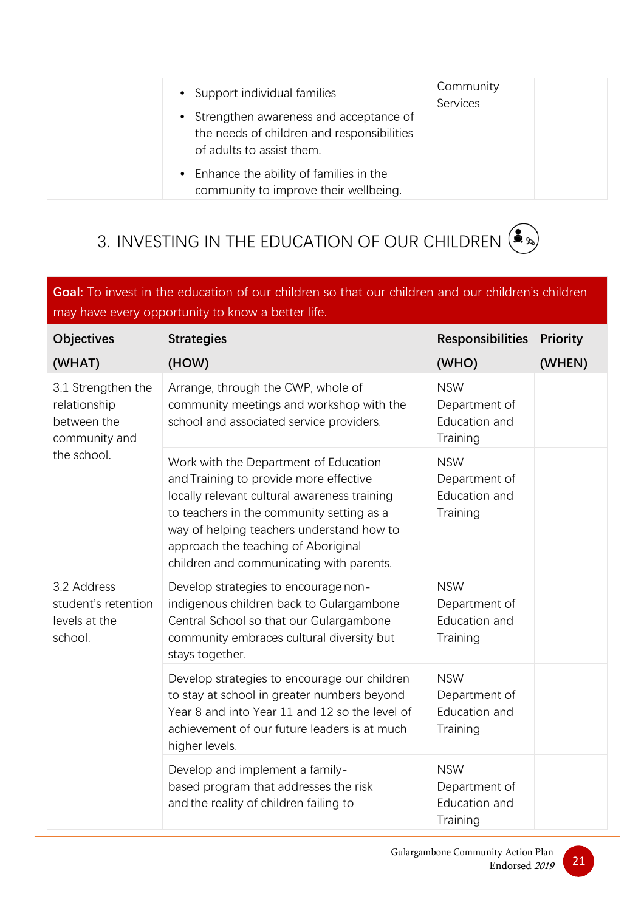| | Strategies | Responsibilities | Priority |
|---|---|---|---|
| | • Support individual families<br>• Strengthen awareness and acceptance of the needs of children and responsibilities of adults to assist them.<br>• Enhance the ability of families in the community to improve their wellbeing. | Community Services | |

## 3. INVESTING IN THE EDUCATION OF OUR CHILDREN

**Goal:** To invest in the education of our children so that our children and our children's children may have every opportunity to know a better life.

| Objectives (WHAT) | Strategies (HOW) | Responsibilities (WHO) | Priority (WHEN) |
|---|---|---|---|
| 3.1 Strengthen the relationship between the community and the school. | Arrange, through the CWP, whole of community meetings and workshop with the school and associated service providers. | NSW Department of Education and Training | |
| | Work with the Department of Education and Training to provide more effective locally relevant cultural awareness training to teachers in the community setting as a way of helping teachers understand how to approach the teaching of Aboriginal children and communicating with parents. | NSW Department of Education and Training | |
| 3.2 Address student's retention levels at the school. | Develop strategies to encourage non-indigenous children back to Gulargambone Central School so that our Gulargambone community embraces cultural diversity but stays together. | NSW Department of Education and Training | |
| | Develop strategies to encourage our children to stay at school in greater numbers beyond Year 8 and into Year 11 and 12 so the level of achievement of our future leaders is at much higher levels. | NSW Department of Education and Training | |
| | Develop and implement a family-based program that addresses the risk and the reality of children failing to | NSW Department of Education and Training | |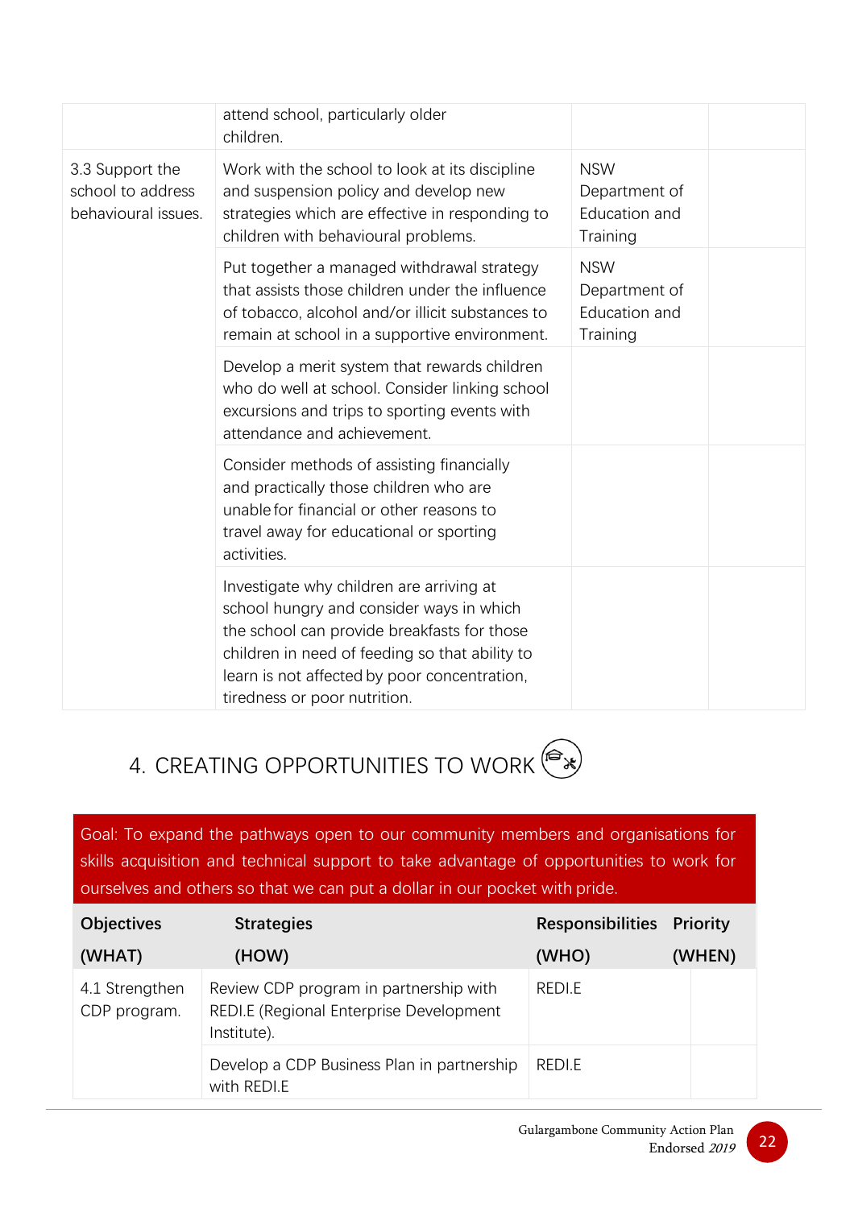| | | | |
|---|---|---|---|
| | attend school, particularly older children. | | |
| 3.3 Support the school to address behavioural issues. | Work with the school to look at its discipline and suspension policy and develop new strategies which are effective in responding to children with behavioural problems. | NSW Department of Education and Training | |
| | Put together a managed withdrawal strategy that assists those children under the influence of tobacco, alcohol and/or illicit substances to remain at school in a supportive environment. | NSW Department of Education and Training | |
| | Develop a merit system that rewards children who do well at school. Consider linking school excursions and trips to sporting events with attendance and achievement. | | |
| | Consider methods of assisting financially and practically those children who are unable for financial or other reasons to travel away for educational or sporting activities. | | |
| | Investigate why children are arriving at school hungry and consider ways in which the school can provide breakfasts for those children in need of feeding so that ability to learn is not affected by poor concentration, tiredness or poor nutrition. | | |

## 4. CREATING OPPORTUNITIES TO WORK

Goal: To expand the pathways open to our community members and organisations for skills acquisition and technical support to take advantage of opportunities to work for ourselves and others so that we can put a dollar in our pocket with pride.

| Objectives (WHAT) | Strategies (HOW) | Responsibilities (WHO) | Priority (WHEN) |
|---|---|---|---|
| 4.1 Strengthen CDP program. | Review CDP program in partnership with REDI.E (Regional Enterprise Development Institute). | REDI.E | |
| | Develop a CDP Business Plan in partnership with REDI.E | REDI.E | |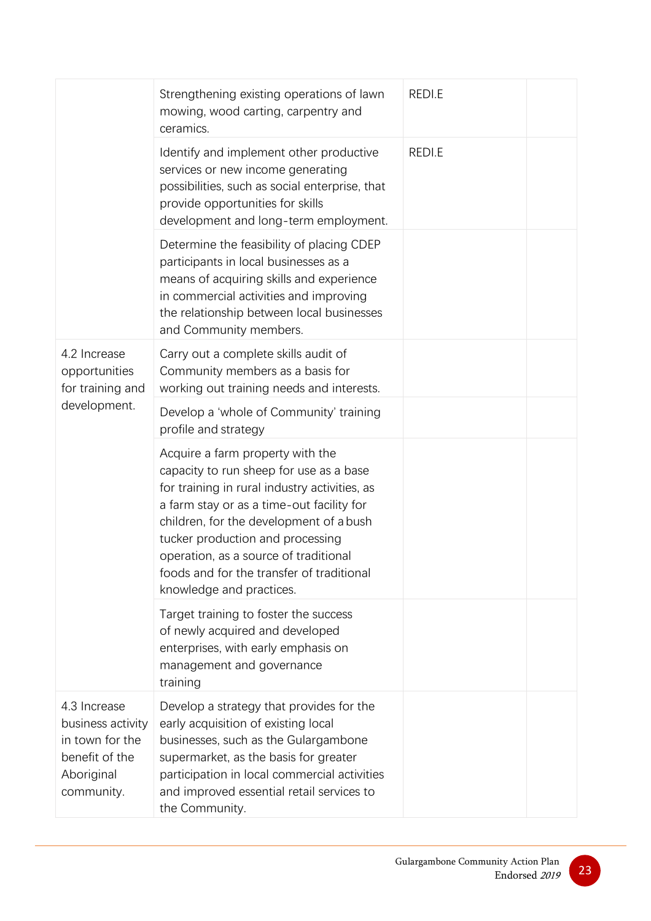| | | | |
|---|---|---|---|
| | Strengthening existing operations of lawn mowing, wood carting, carpentry and ceramics. | REDI.E | |
| | Identify and implement other productive services or new income generating possibilities, such as social enterprise, that provide opportunities for skills development and long-term employment. | REDI.E | |
| | Determine the feasibility of placing CDEP participants in local businesses as a means of acquiring skills and experience in commercial activities and improving the relationship between local businesses and Community members. | | |
| 4.2 Increase opportunities for training and development. | Carry out a complete skills audit of Community members as a basis for working out training needs and interests. | | |
| | Develop a 'whole of Community' training profile and strategy | | |
| | Acquire a farm property with the capacity to run sheep for use as a base for training in rural industry activities, as a farm stay or as a time-out facility for children, for the development of a bush tucker production and processing operation, as a source of traditional foods and for the transfer of traditional knowledge and practices. | | |
| | Target training to foster the success of newly acquired and developed enterprises, with early emphasis on management and governance training | | |
| 4.3 Increase business activity in town for the benefit of the Aboriginal community. | Develop a strategy that provides for the early acquisition of existing local businesses, such as the Gulargambone supermarket, as the basis for greater participation in local commercial activities and improved essential retail services to the Community. | | |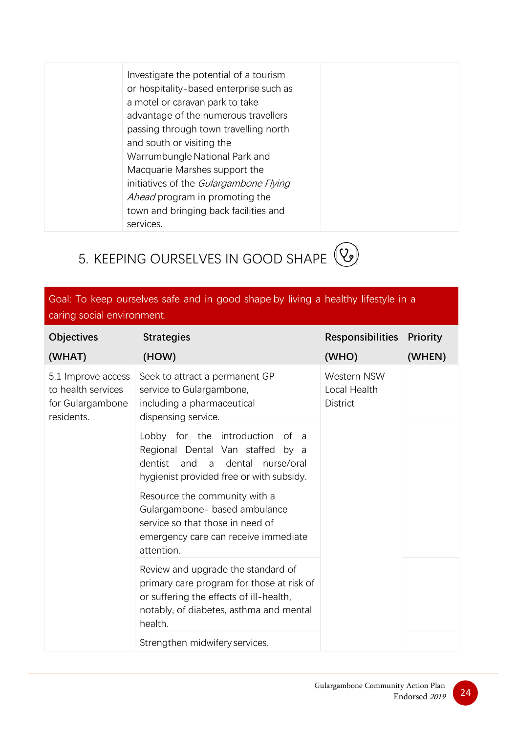| | | | |
|---|---|---|---|
| | Investigate the potential of a tourism or hospitality-based enterprise such as a motel or caravan park to take advantage of the numerous travellers passing through town travelling north and south or visiting the Warrumbungle National Park and Macquarie Marshes support the initiatives of the *Gulargambone Flying Ahead* program in promoting the town and bringing back facilities and services. | | |

## 5. KEEPING OURSELVES IN GOOD SHAPE

| Goal: To keep ourselves safe and in good shape by living a healthy lifestyle in a caring social environment. | | | |
|---|---|---|---|
| **Objectives (WHAT)** | **Strategies (HOW)** | **Responsibilities (WHO)** | **Priority (WHEN)** |
| 5.1 Improve access to health services for Gulargambone residents. | Seek to attract a permanent GP service to Gulargambone, including a pharmaceutical dispensing service. | Western NSW Local Health District | |
| | Lobby for the introduction of a Regional Dental Van staffed by a dentist and a dental nurse/oral hygienist provided free or with subsidy. | | |
| | Resource the community with a Gulargambone- based ambulance service so that those in need of emergency care can receive immediate attention. | | |
| | Review and upgrade the standard of primary care program for those at risk of or suffering the effects of ill-health, notably, of diabetes, asthma and mental health. | | |
| | Strengthen midwifery services. | | |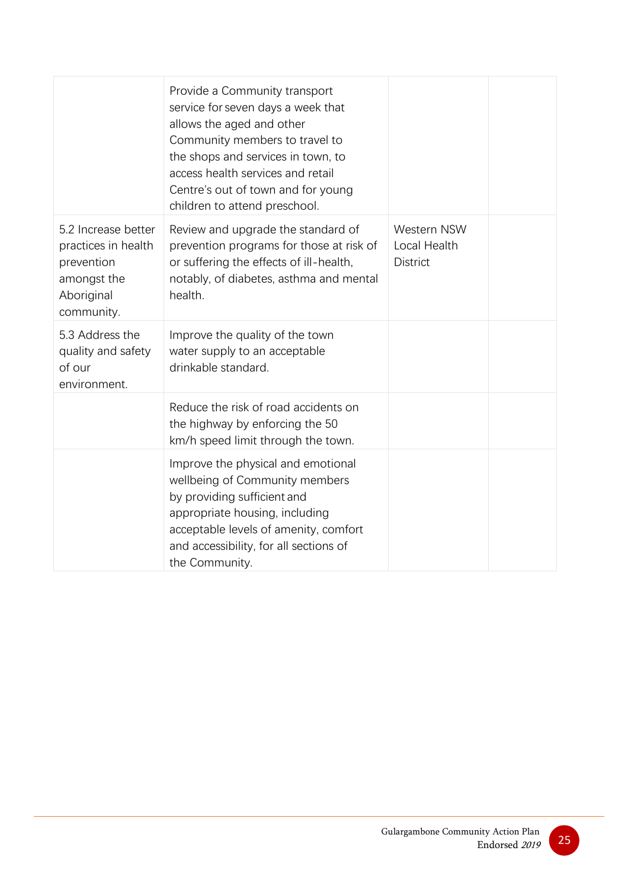| | | | |
|---|---|---|---|
| | Provide a Community transport service for seven days a week that allows the aged and other Community members to travel to the shops and services in town, to access health services and retail Centre's out of town and for young children to attend preschool. | | |
| 5.2 Increase better practices in health prevention amongst the Aboriginal community. | Review and upgrade the standard of prevention programs for those at risk of or suffering the effects of ill-health, notably, of diabetes, asthma and mental health. | Western NSW Local Health District | |
| 5.3 Address the quality and safety of our environment. | Improve the quality of the town water supply to an acceptable drinkable standard. | | |
| | Reduce the risk of road accidents on the highway by enforcing the 50 km/h speed limit through the town. | | |
| | Improve the physical and emotional wellbeing of Community members by providing sufficient and appropriate housing, including acceptable levels of amenity, comfort and accessibility, for all sections of the Community. | | |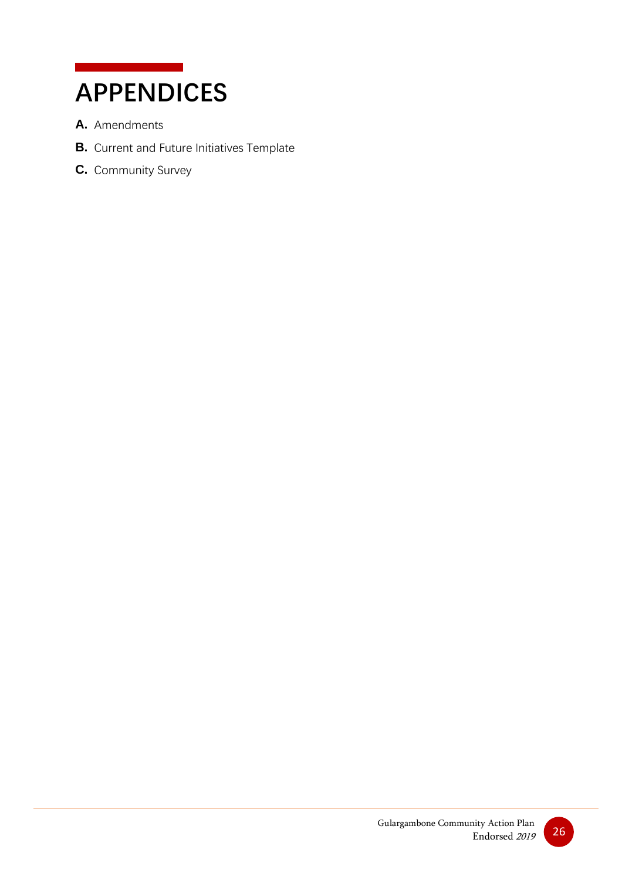# APPENDICES

**A.** Amendments

**B.** Current and Future Initiatives Template

**C.** Community Survey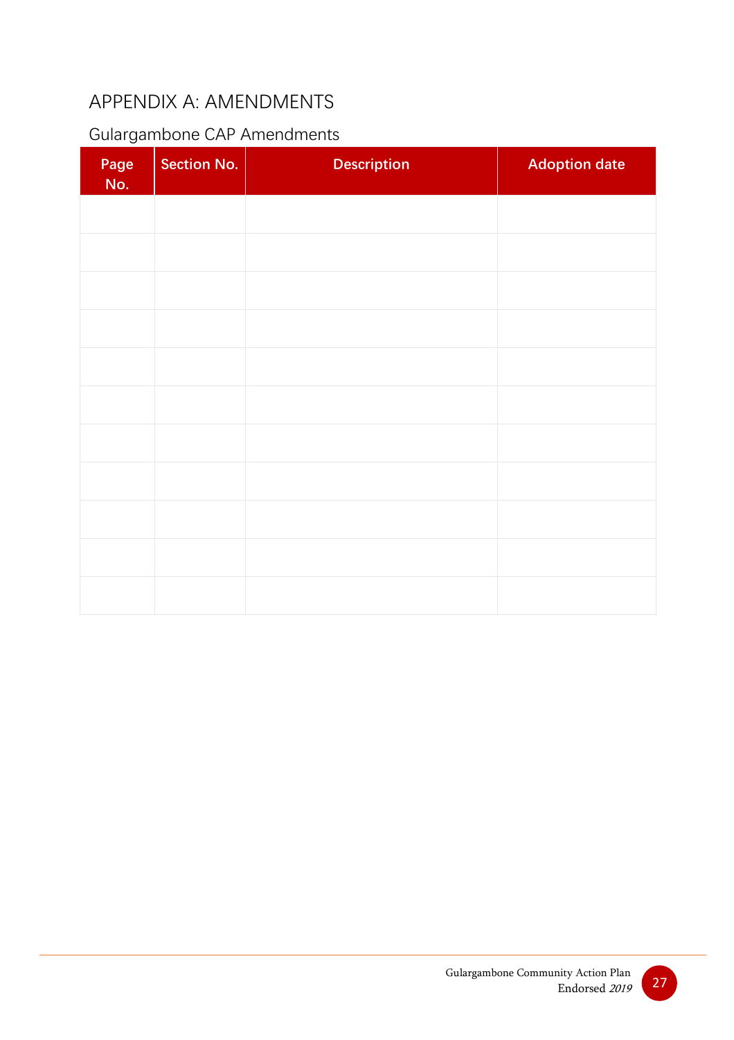# APPENDIX A: AMENDMENTS

## Gulargambone CAP Amendments

| Page No. | Section No. | Description | Adoption date |
|---|---|---|---|
| | | | |
| | | | |
| | | | |
| | | | |
| | | | |
| | | | |
| | | | |
| | | | |
| | | | |
| | | | |
| | | | |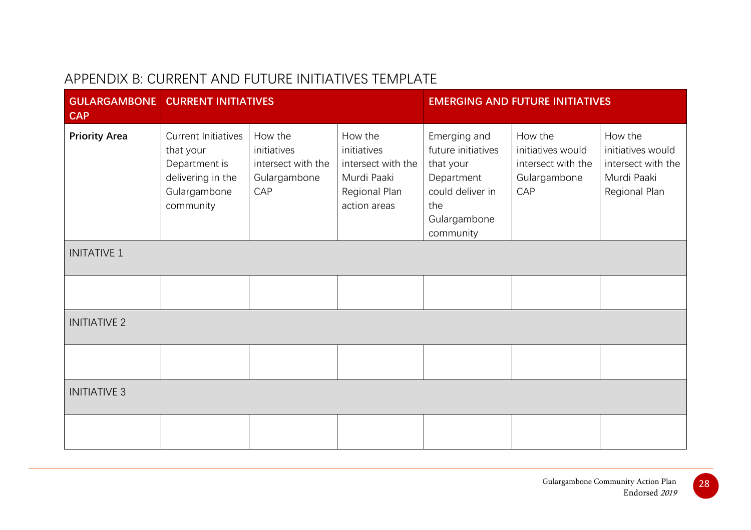## APPENDIX B: CURRENT AND FUTURE INITIATIVES TEMPLATE

| GULARGAMBONE CAP | CURRENT INITIATIVES | | | EMERGING AND FUTURE INITIATIVES | | |
|---|---|---|---|---|---|---|
| **Priority Area** | Current Initiatives that your Department is delivering in the Gulargambone community | How the initiatives intersect with the Gulargambone CAP | How the initiatives intersect with the Murdi Paaki Regional Plan action areas | Emerging and future initiatives that your Department could deliver in the Gulargambone community | How the initiatives would intersect with the Gulargambone CAP | How the initiatives would intersect with the Murdi Paaki Regional Plan |
| INITATIVE 1 | | | | | | |
| | | | | | | |
| INITIATIVE 2 | | | | | | |
| | | | | | | |
| INITIATIVE 3 | | | | | | |
| | | | | | | |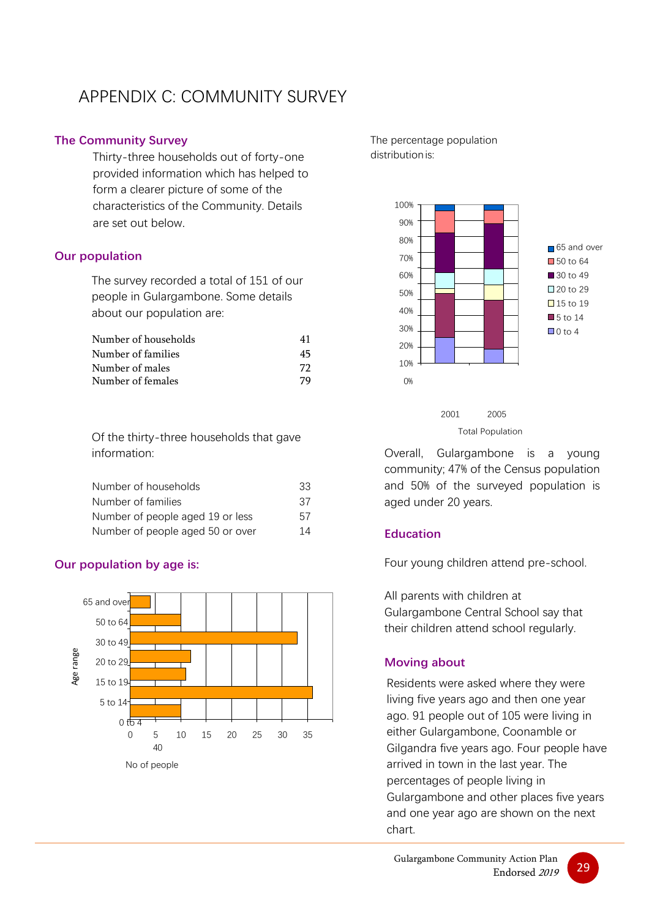# APPENDIX C: COMMUNITY SURVEY

## The Community Survey

Thirty-three households out of forty-one provided information which has helped to form a clearer picture of some of the characteristics of the Community. Details are set out below.

## Our population

The survey recorded a total of 151 of our people in Gulargambone. Some details about our population are:

| | |
|---|---|
| Number of households | 41 |
| Number of families | 45 |
| Number of males | 72 |
| Number of females | 79 |

Of the thirty-three households that gave information:

| | |
|---|---|
| Number of households | 33 |
| Number of families | 37 |
| Number of people aged 19 or less | 57 |
| Number of people aged 50 or over | 14 |

## Our population by age is:

The percentage population distribution is:

Overall, Gulargambone is a young community; 47% of the Census population and 50% of the surveyed population is aged under 20 years.

## Education

Four young children attend pre-school.

All parents with children at Gulargambone Central School say that their children attend school regularly.

## Moving about

Residents were asked where they were living five years ago and then one year ago. 91 people out of 105 were living in either Gulargambone, Coonamble or Gilgandra five years ago. Four people have arrived in town in the last year. The percentages of people living in Gulargambone and other places five years and one year ago are shown on the next chart.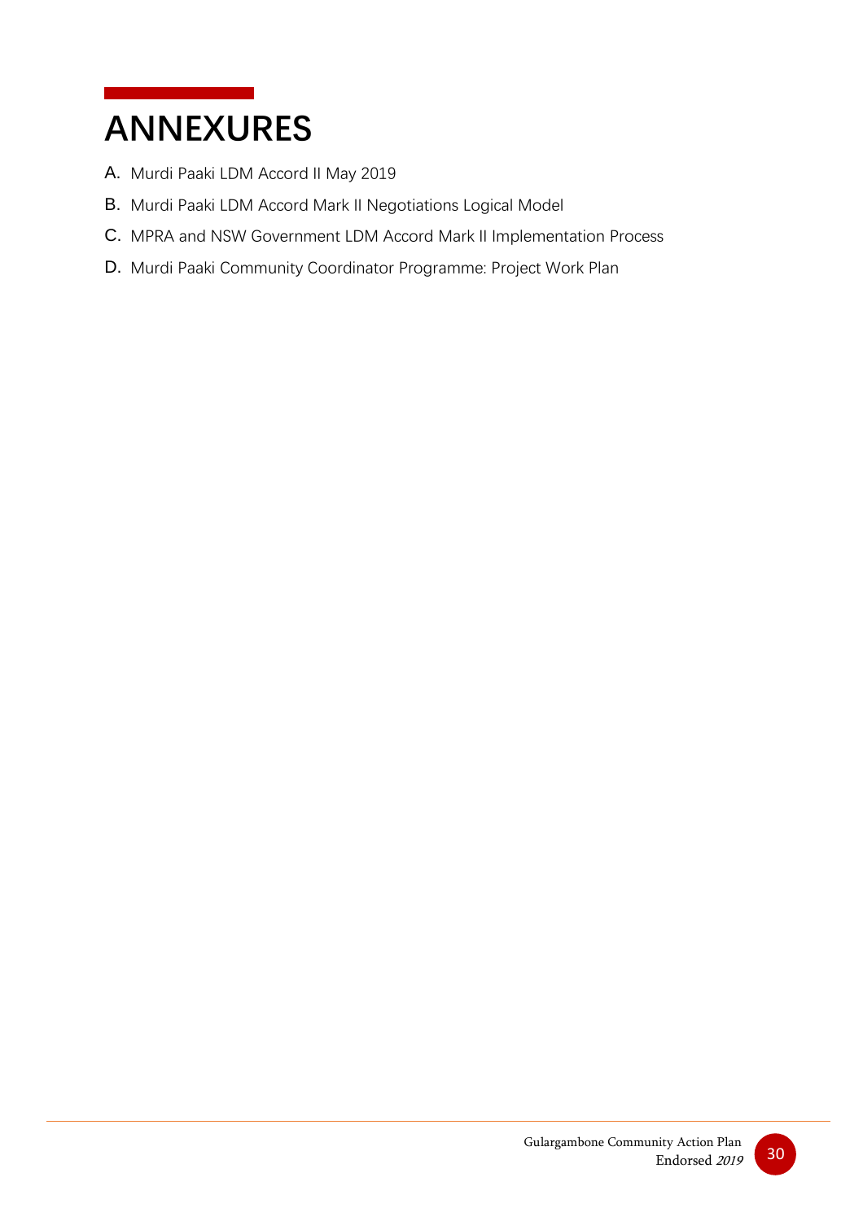# ANNEXURES

A. Murdi Paaki LDM Accord II May 2019

B. Murdi Paaki LDM Accord Mark II Negotiations Logical Model

C. MPRA and NSW Government LDM Accord Mark II Implementation Process

D. Murdi Paaki Community Coordinator Programme: Project Work Plan